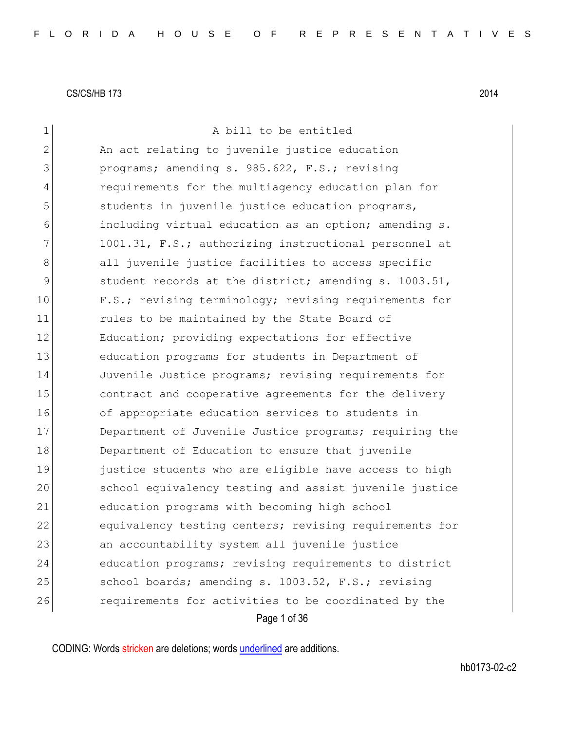CS/CS/HB 173 2014

A bill to be entitled

An act relating to juvenile justice education programs; amending s. 985.622, F.S.; revising requirements for the multiagency education plan for students in juvenile justice education programs, including virtual education as an option; amending s. 1001.31, F.S.; authorizing instructional personnel at all juvenile justice facilities to access specific student records at the district; amending s. 1003.51, F.S.; revising terminology; revising requirements for rules to be maintained by the State Board of Education; providing expectations for effective education programs for students in Department of Juvenile Justice programs; revising requirements for contract and cooperative agreements for the delivery of appropriate education services to students in Department of Juvenile Justice programs; requiring the Department of Education to ensure that juvenile justice students who are eligible have access to high school equivalency testing and assist juvenile justice education programs with becoming high school equivalency testing centers; revising requirements for an accountability system all juvenile justice education programs; revising requirements to district school boards; amending s. 1003.52, F.S.; revising requirements for activities to be coordinated by the

CODING: Words ~~stricken~~ are deletions; words <u>underlined</u> are additions.

hb0173-02-c2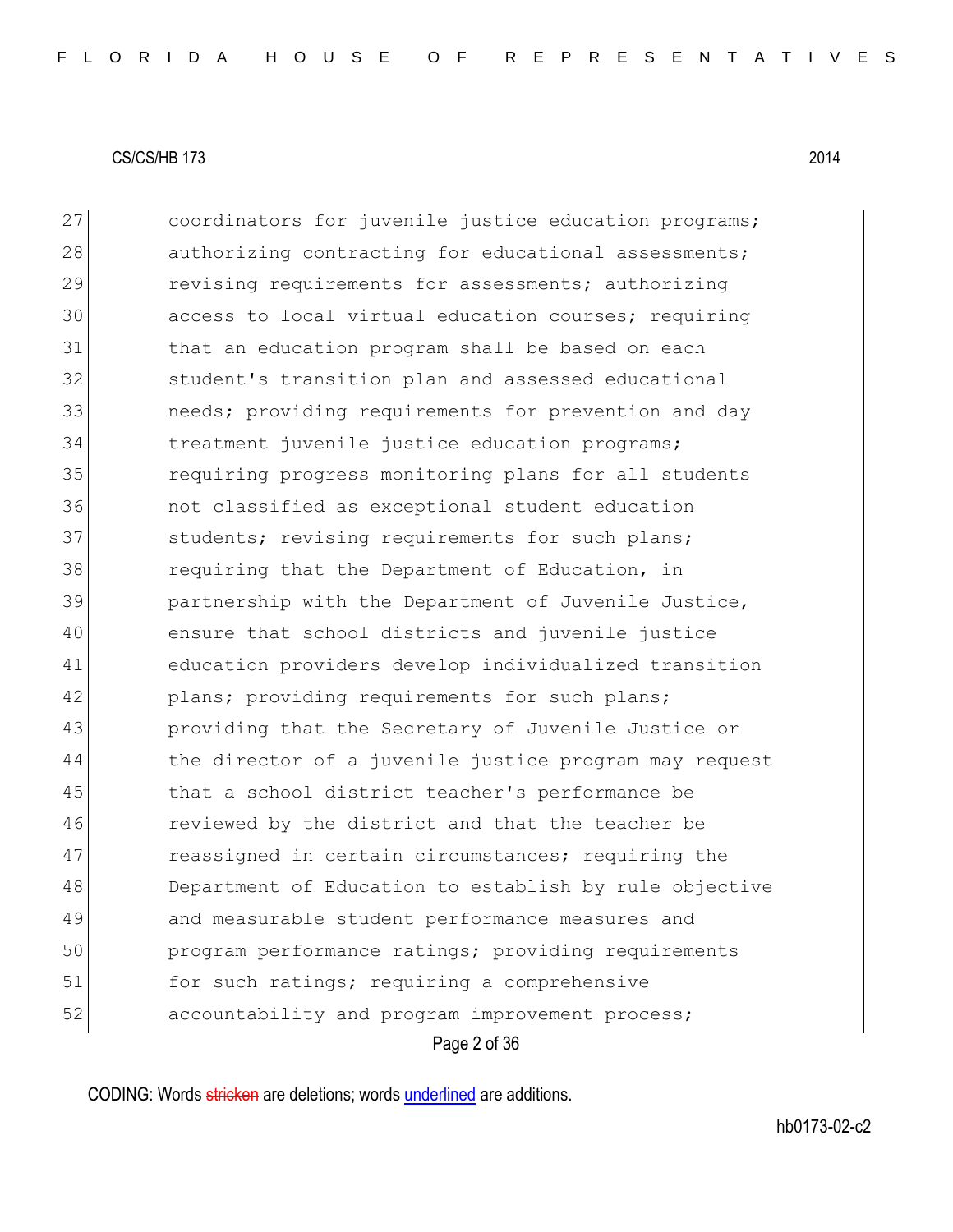coordinators for juvenile justice education programs; authorizing contracting for educational assessments; revising requirements for assessments; authorizing access to local virtual education courses; requiring that an education program shall be based on each student's transition plan and assessed educational needs; providing requirements for prevention and day treatment juvenile justice education programs; requiring progress monitoring plans for all students not classified as exceptional student education students; revising requirements for such plans; requiring that the Department of Education, in partnership with the Department of Juvenile Justice, ensure that school districts and juvenile justice education providers develop individualized transition plans; providing requirements for such plans; providing that the Secretary of Juvenile Justice or the director of a juvenile justice program may request that a school district teacher's performance be reviewed by the district and that the teacher be reassigned in certain circumstances; requiring the Department of Education to establish by rule objective and measurable student performance measures and program performance ratings; providing requirements for such ratings; requiring a comprehensive accountability and program improvement process;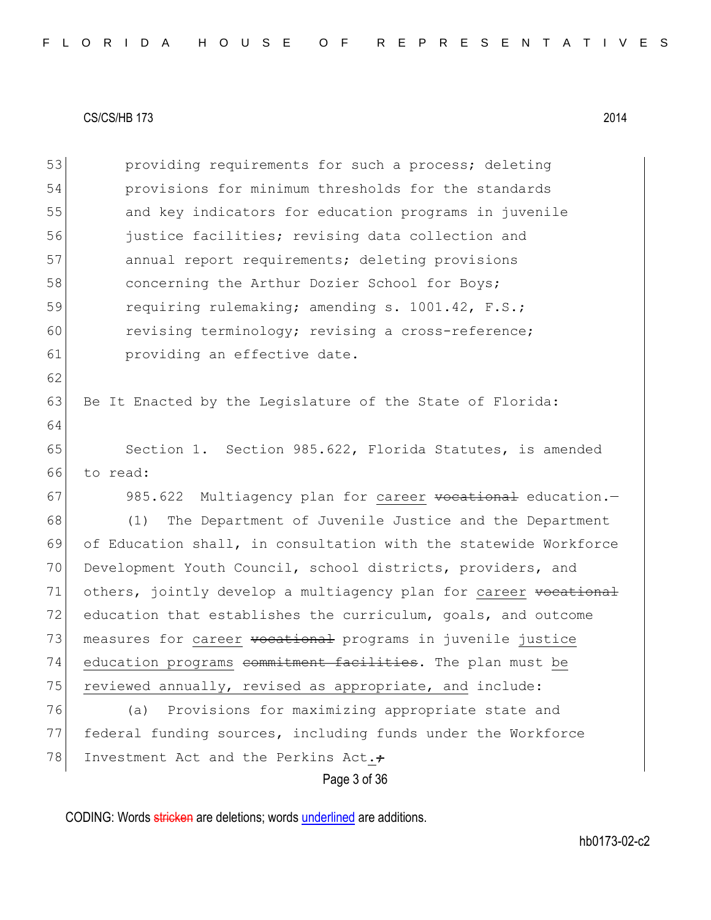providing requirements for such a process; deleting provisions for minimum thresholds for the standards and key indicators for education programs in juvenile justice facilities; revising data collection and annual report requirements; deleting provisions concerning the Arthur Dozier School for Boys; requiring rulemaking; amending s. 1001.42, F.S.; revising terminology; revising a cross-reference; providing an effective date.

Be It Enacted by the Legislature of the State of Florida:

Section 1. Section 985.622, Florida Statutes, is amended to read:

985.622 Multiagency plan for career ~~vocational~~ education.—

(1) The Department of Juvenile Justice and the Department of Education shall, in consultation with the statewide Workforce Development Youth Council, school districts, providers, and others, jointly develop a multiagency plan for career ~~vocational~~ education that establishes the curriculum, goals, and outcome measures for career ~~vocational~~ programs in juvenile justice education programs ~~commitment facilities~~. The plan must be reviewed annually, revised as appropriate, and include:

(a) Provisions for maximizing appropriate state and federal funding sources, including funds under the Workforce Investment Act and the Perkins Act.~~;~~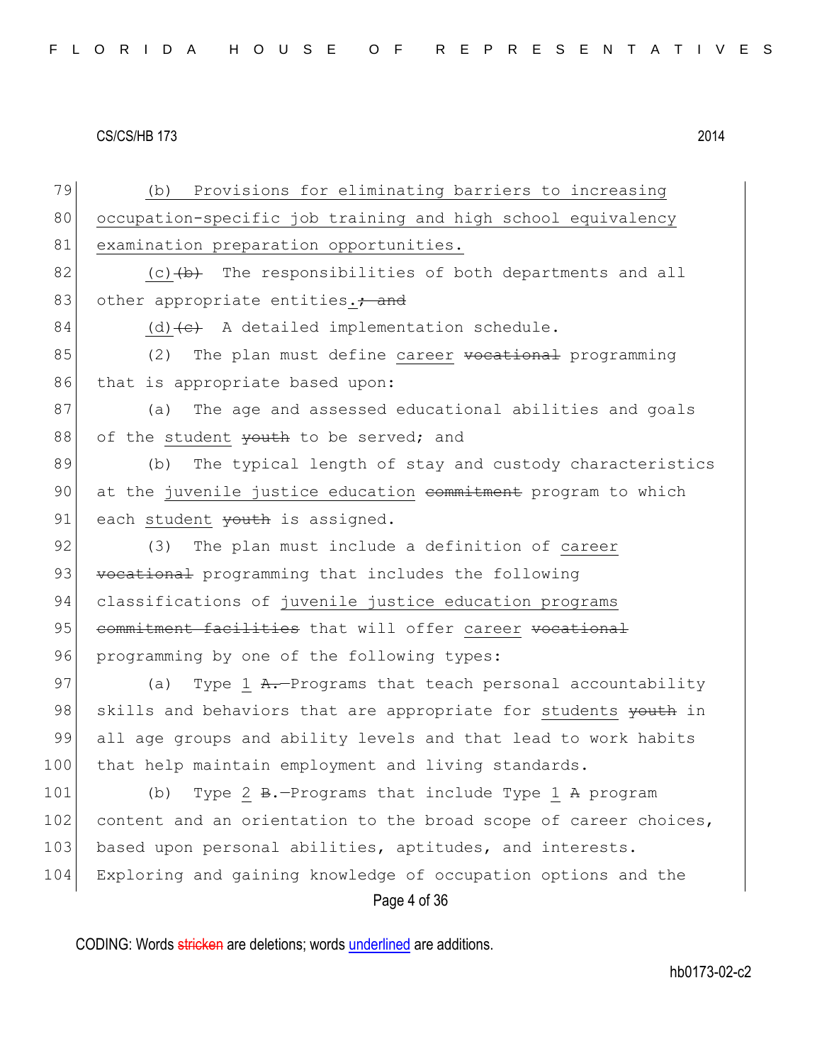(b) Provisions for eliminating barriers to increasing occupation-specific job training and high school equivalency examination preparation opportunities.

(c) ~~(b)~~ The responsibilities of both departments and all other appropriate entities. ~~; and~~

(d) ~~(c)~~ A detailed implementation schedule.

(2) The plan must define career ~~vocational~~ programming that is appropriate based upon:

(a) The age and assessed educational abilities and goals of the student ~~youth~~ to be served; and

(b) The typical length of stay and custody characteristics at the juvenile justice education ~~commitment~~ program to which each student ~~youth~~ is assigned.

(3) The plan must include a definition of career ~~vocational~~ programming that includes the following classifications of juvenile justice education programs ~~commitment facilities~~ that will offer career ~~vocational~~ programming by one of the following types:

(a) Type 1 ~~A.—~~Programs that teach personal accountability skills and behaviors that are appropriate for students ~~youth~~ in all age groups and ability levels and that lead to work habits that help maintain employment and living standards.

(b) Type 2 ~~B.~~—Programs that include Type 1 ~~A~~ program content and an orientation to the broad scope of career choices, based upon personal abilities, aptitudes, and interests. Exploring and gaining knowledge of occupation options and the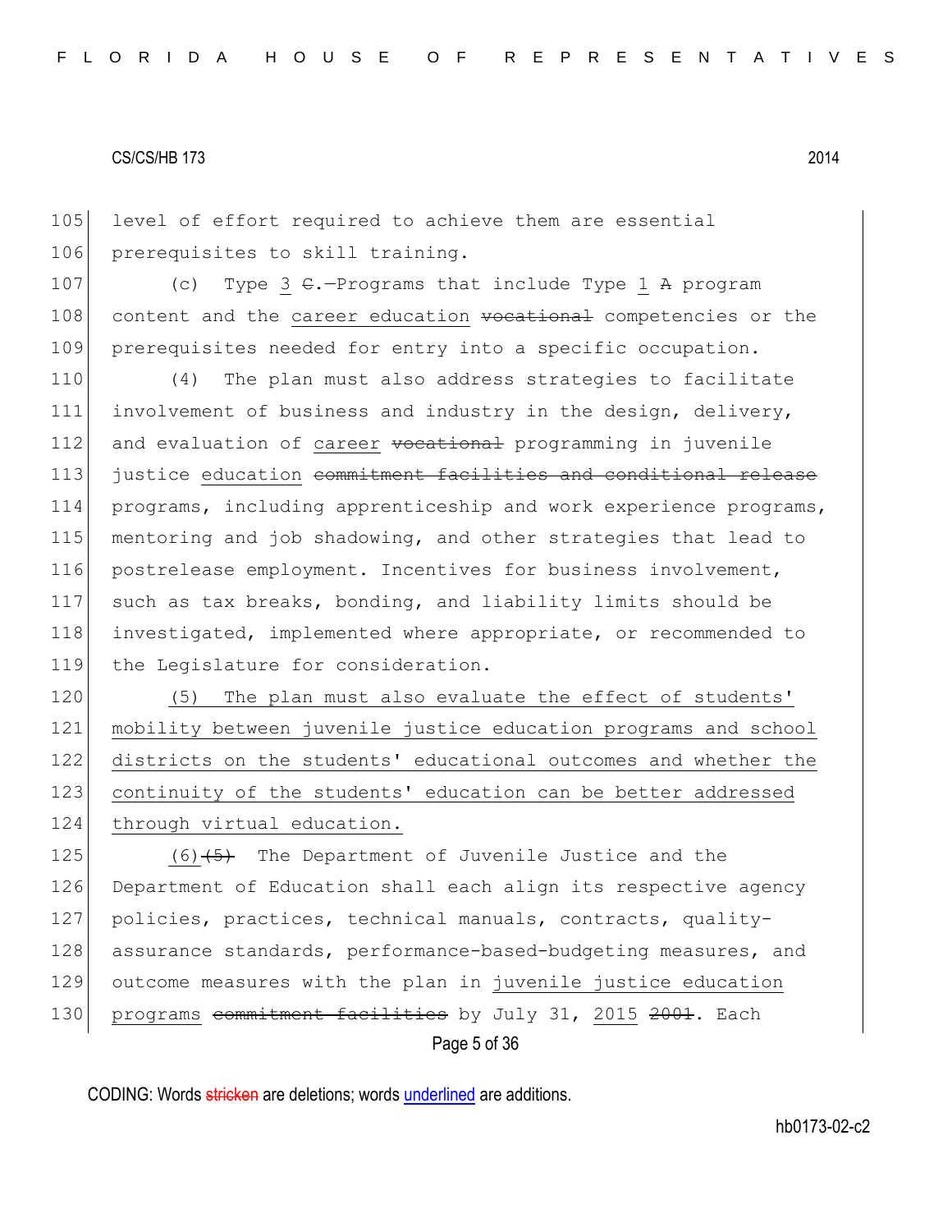105 level of effort required to achieve them are essential
106 prerequisites to skill training.

107 (c) Type 3 ~~C~~.—Programs that include Type 1 ~~A~~ program
108 content and the career education ~~vocational~~ competencies or the
109 prerequisites needed for entry into a specific occupation.

110 (4) The plan must also address strategies to facilitate
111 involvement of business and industry in the design, delivery,
112 and evaluation of career ~~vocational~~ programming in juvenile
113 justice education ~~commitment facilities and conditional release~~
114 programs, including apprenticeship and work experience programs,
115 mentoring and job shadowing, and other strategies that lead to
116 postrelease employment. Incentives for business involvement,
117 such as tax breaks, bonding, and liability limits should be
118 investigated, implemented where appropriate, or recommended to
119 the Legislature for consideration.

120 (5) The plan must also evaluate the effect of students'
121 mobility between juvenile justice education programs and school
122 districts on the students' educational outcomes and whether the
123 continuity of the students' education can be better addressed
124 through virtual education.

125 (6)~~(5)~~ The Department of Juvenile Justice and the
126 Department of Education shall each align its respective agency
127 policies, practices, technical manuals, contracts, quality-
128 assurance standards, performance-based-budgeting measures, and
129 outcome measures with the plan in juvenile justice education
130 programs ~~commitment facilities~~ by July 31, 2015 ~~2001~~. Each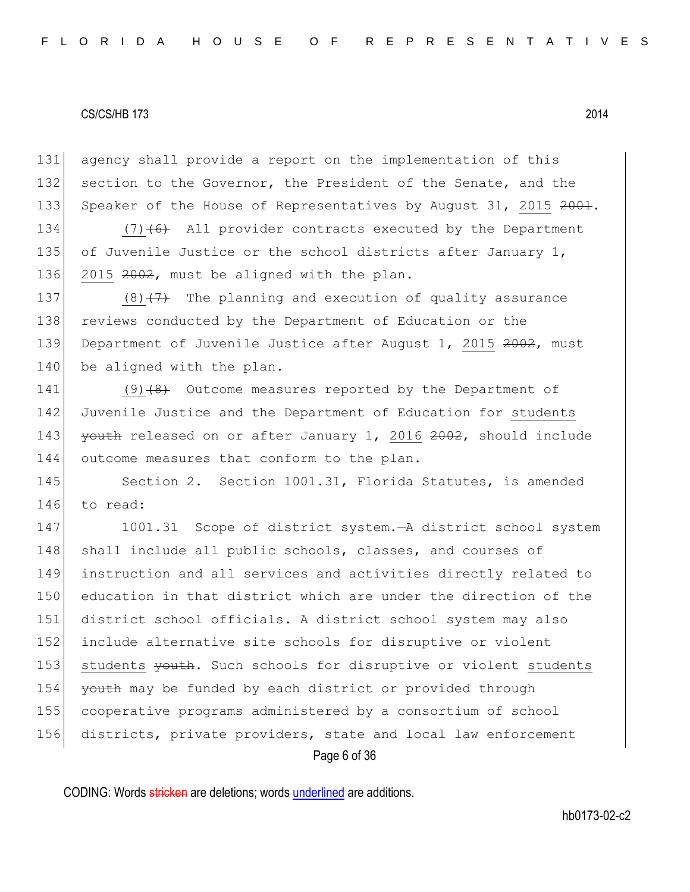131 agency shall provide a report on the implementation of this
132 section to the Governor, the President of the Senate, and the
133 Speaker of the House of Representatives by August 31, <u>2015</u> ~~2001~~.
134 <u>(7)</u>~~(6)~~ All provider contracts executed by the Department
135 of Juvenile Justice or the school districts after January 1,
136 <u>2015</u> ~~2002~~, must be aligned with the plan.
137 <u>(8)</u>~~(7)~~ The planning and execution of quality assurance
138 reviews conducted by the Department of Education or the
139 Department of Juvenile Justice after August 1, <u>2015</u> ~~2002~~, must
140 be aligned with the plan.
141 <u>(9)</u>~~(8)~~ Outcome measures reported by the Department of
142 Juvenile Justice and the Department of Education for <u>students</u>
143 ~~youth~~ released on or after January 1, <u>2016</u> ~~2002~~, should include
144 outcome measures that conform to the plan.
145 Section 2. Section 1001.31, Florida Statutes, is amended
146 to read:
147 1001.31 Scope of district system.—A district school system
148 shall include all public schools, classes, and courses of
149 instruction and all services and activities directly related to
150 education in that district which are under the direction of the
151 district school officials. A district school system may also
152 include alternative site schools for disruptive or violent
153 <u>students</u> ~~youth~~. Such schools for disruptive or violent <u>students</u>
154 ~~youth~~ may be funded by each district or provided through
155 cooperative programs administered by a consortium of school
156 districts, private providers, state and local law enforcement

CODING: Words ~~stricken~~ are deletions; words <u>underlined</u> are additions.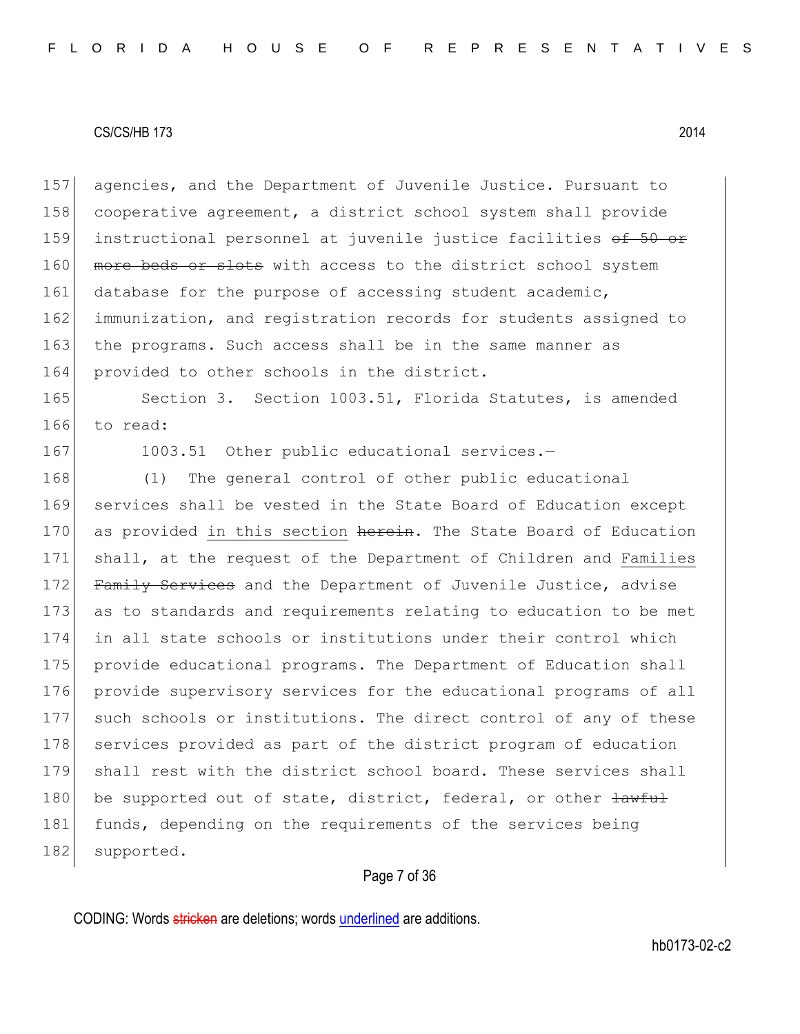157 agencies, and the Department of Juvenile Justice. Pursuant to
158 cooperative agreement, a district school system shall provide
159 instructional personnel at juvenile justice facilities ~~of 50 or~~
160 ~~more beds or slots~~ with access to the district school system
161 database for the purpose of accessing student academic,
162 immunization, and registration records for students assigned to
163 the programs. Such access shall be in the same manner as
164 provided to other schools in the district.

165 Section 3. Section 1003.51, Florida Statutes, is amended
166 to read:

167 1003.51 Other public educational services.—

168 (1) The general control of other public educational
169 services shall be vested in the State Board of Education except
170 as provided <u>in this section</u> ~~herein~~. The State Board of Education
171 shall, at the request of the Department of Children and <u>Families</u>
172 ~~Family Services~~ and the Department of Juvenile Justice, advise
173 as to standards and requirements relating to education to be met
174 in all state schools or institutions under their control which
175 provide educational programs. The Department of Education shall
176 provide supervisory services for the educational programs of all
177 such schools or institutions. The direct control of any of these
178 services provided as part of the district program of education
179 shall rest with the district school board. These services shall
180 be supported out of state, district, federal, or other ~~lawful~~
181 funds, depending on the requirements of the services being
182 supported.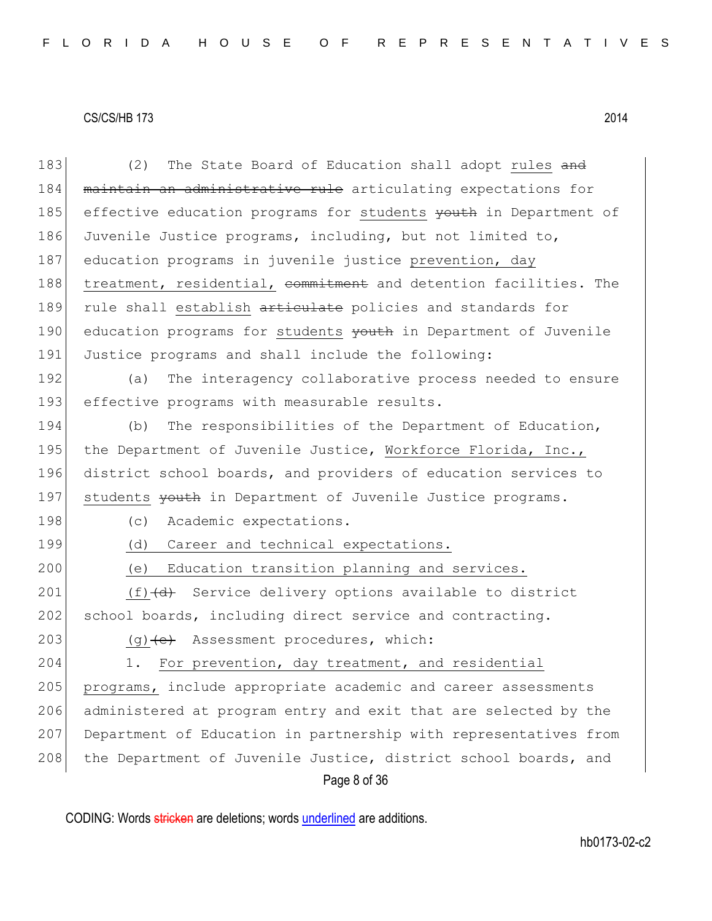(2) The State Board of Education shall adopt rules ~~and maintain an administrative rule~~ articulating expectations for effective education programs for students ~~youth~~ in Department of Juvenile Justice programs, including, but not limited to, education programs in juvenile justice prevention, day treatment, residential, ~~commitment~~ and detention facilities. The rule shall establish ~~articulate~~ policies and standards for education programs for students ~~youth~~ in Department of Juvenile Justice programs and shall include the following:

(a) The interagency collaborative process needed to ensure effective programs with measurable results.

(b) The responsibilities of the Department of Education, the Department of Juvenile Justice, Workforce Florida, Inc., district school boards, and providers of education services to students ~~youth~~ in Department of Juvenile Justice programs.

(c) Academic expectations.

(d) Career and technical expectations.

(e) Education transition planning and services.

(f)~~(d)~~ Service delivery options available to district school boards, including direct service and contracting.

(g)~~(e)~~ Assessment procedures, which:

1. For prevention, day treatment, and residential programs, include appropriate academic and career assessments administered at program entry and exit that are selected by the Department of Education in partnership with representatives from the Department of Juvenile Justice, district school boards, and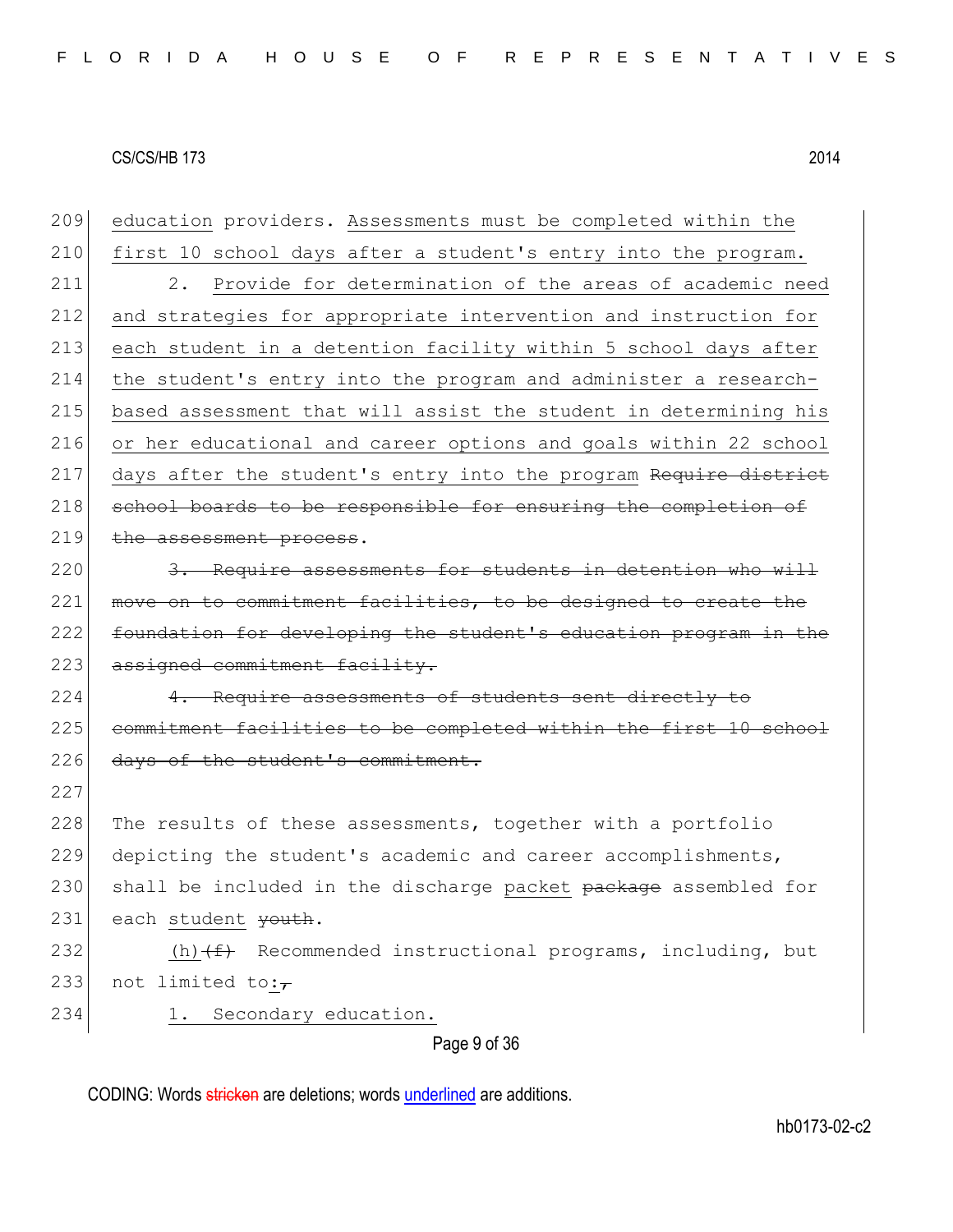209 education providers. Assessments must be completed within the
210 first 10 school days after a student's entry into the program.
211 2. Provide for determination of the areas of academic need
212 and strategies for appropriate intervention and instruction for
213 each student in a detention facility within 5 school days after
214 the student's entry into the program and administer a research-
215 based assessment that will assist the student in determining his
216 or her educational and career options and goals within 22 school
217 days after the student's entry into the program ~~Require district~~
218 ~~school boards to be responsible for ensuring the completion of~~
219 ~~the assessment process~~.
220 ~~3. Require assessments for students in detention who will~~
221 ~~move on to commitment facilities, to be designed to create the~~
222 ~~foundation for developing the student's education program in the~~
223 ~~assigned commitment facility.~~
224 ~~4. Require assessments of students sent directly to~~
225 ~~commitment facilities to be completed within the first 10 school~~
226 ~~days of the student's commitment.~~
227
228 The results of these assessments, together with a portfolio
229 depicting the student's academic and career accomplishments,
230 shall be included in the discharge packet ~~package~~ assembled for
231 each student ~~youth~~.
232 (h)~~(f)~~ Recommended instructional programs, including, but
233 not limited to:~~,~~
234 1. Secondary education.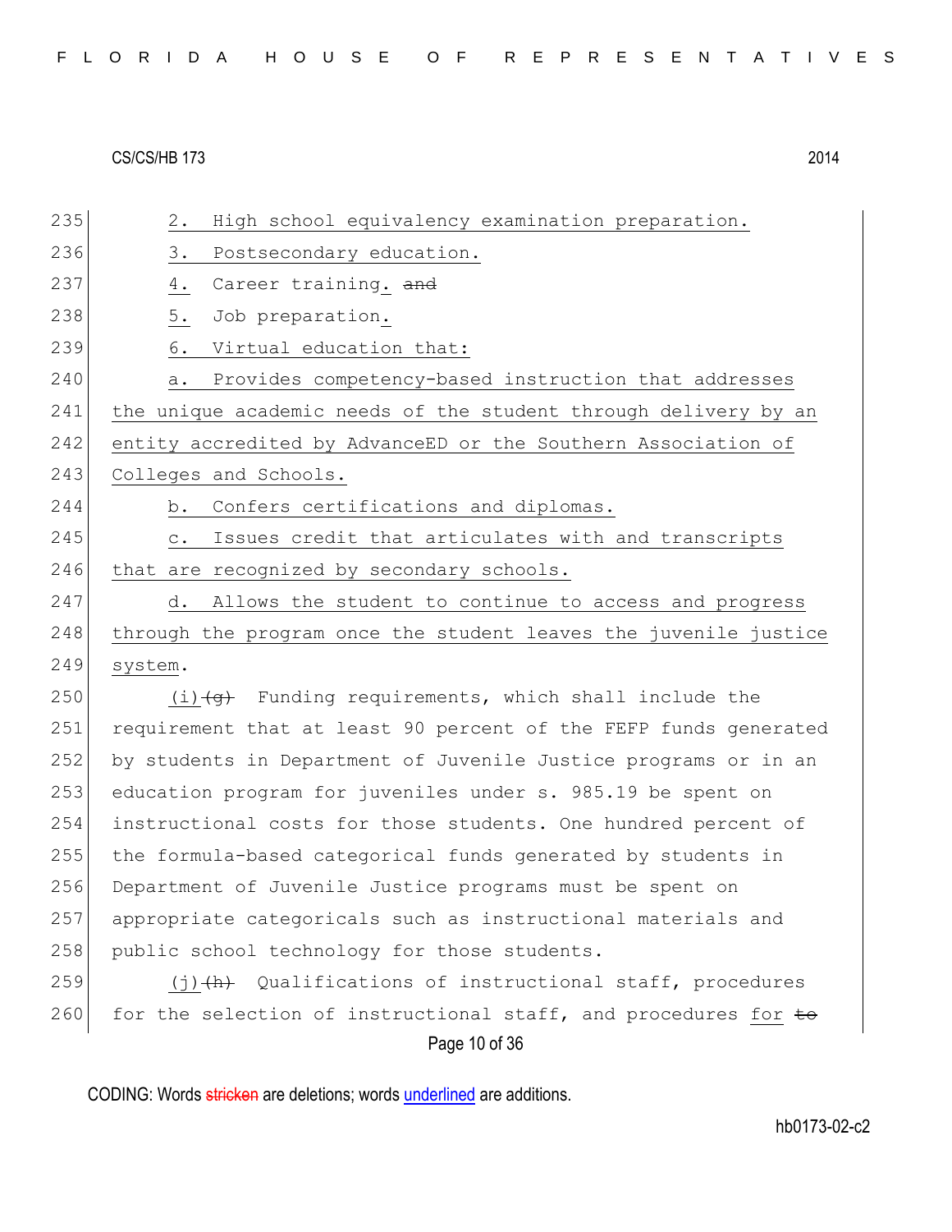2. High school equivalency examination preparation.

3. Postsecondary education.

4. Career training. ~~and~~

5. Job preparation.

6. Virtual education that:

a. Provides competency-based instruction that addresses the unique academic needs of the student through delivery by an entity accredited by AdvanceED or the Southern Association of Colleges and Schools.

b. Confers certifications and diplomas.

c. Issues credit that articulates with and transcripts that are recognized by secondary schools.

d. Allows the student to continue to access and progress through the program once the student leaves the juvenile justice system.

(i) ~~(g)~~ Funding requirements, which shall include the requirement that at least 90 percent of the FEFP funds generated by students in Department of Juvenile Justice programs or in an education program for juveniles under s. 985.19 be spent on instructional costs for those students. One hundred percent of the formula-based categorical funds generated by students in Department of Juvenile Justice programs must be spent on appropriate categoricals such as instructional materials and public school technology for those students.

(j) ~~(h)~~ Qualifications of instructional staff, procedures for the selection of instructional staff, and procedures for ~~to~~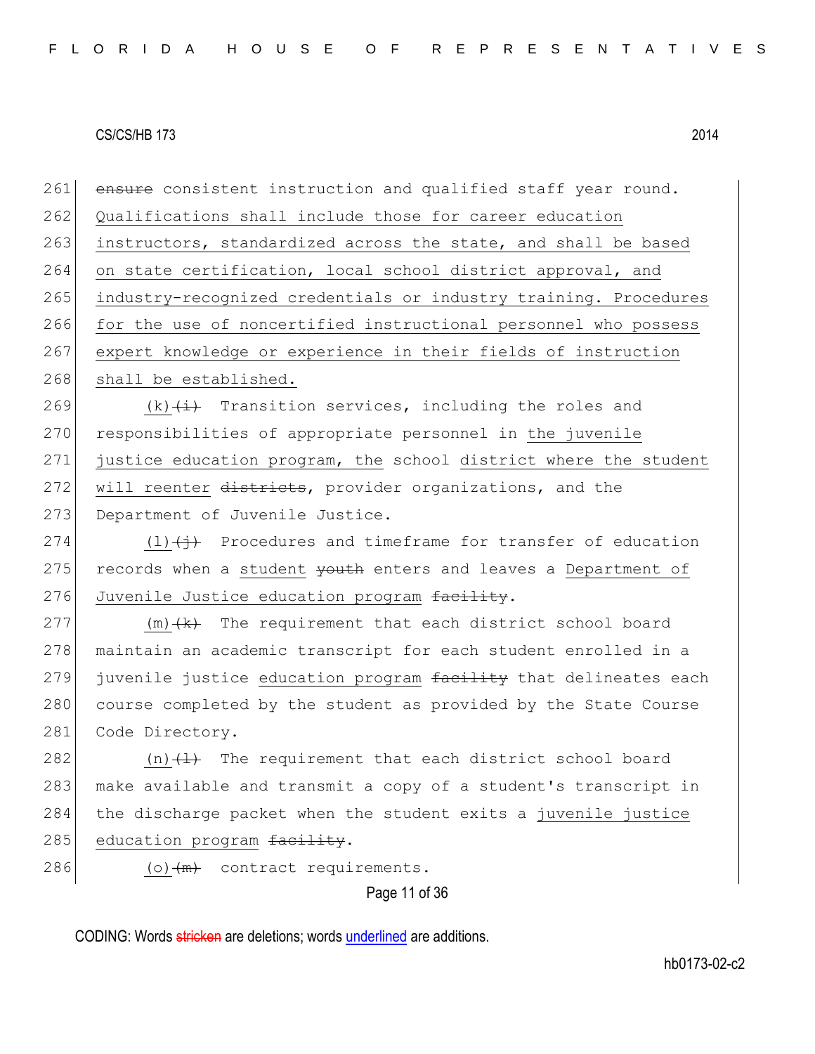261 ~~ensure~~ consistent instruction and qualified staff year round. Qualifications shall include those for career education instructors, standardized across the state, and shall be based on state certification, local school district approval, and industry-recognized credentials or industry training. Procedures for the use of noncertified instructional personnel who possess expert knowledge or experience in their fields of instruction shall be established.

269 (k)~~(i)~~ Transition services, including the roles and responsibilities of appropriate personnel in the juvenile justice education program, the school district where the student will reenter ~~districts~~, provider organizations, and the Department of Juvenile Justice.

274 (l)~~(j)~~ Procedures and timeframe for transfer of education records when a student ~~youth~~ enters and leaves a Department of Juvenile Justice education program ~~facility~~.

277 (m)~~(k)~~ The requirement that each district school board maintain an academic transcript for each student enrolled in a juvenile justice education program ~~facility~~ that delineates each course completed by the student as provided by the State Course Code Directory.

282 (n)~~(l)~~ The requirement that each district school board make available and transmit a copy of a student's transcript in the discharge packet when the student exits a juvenile justice education program ~~facility~~.

286 (o)~~(m)~~ contract requirements.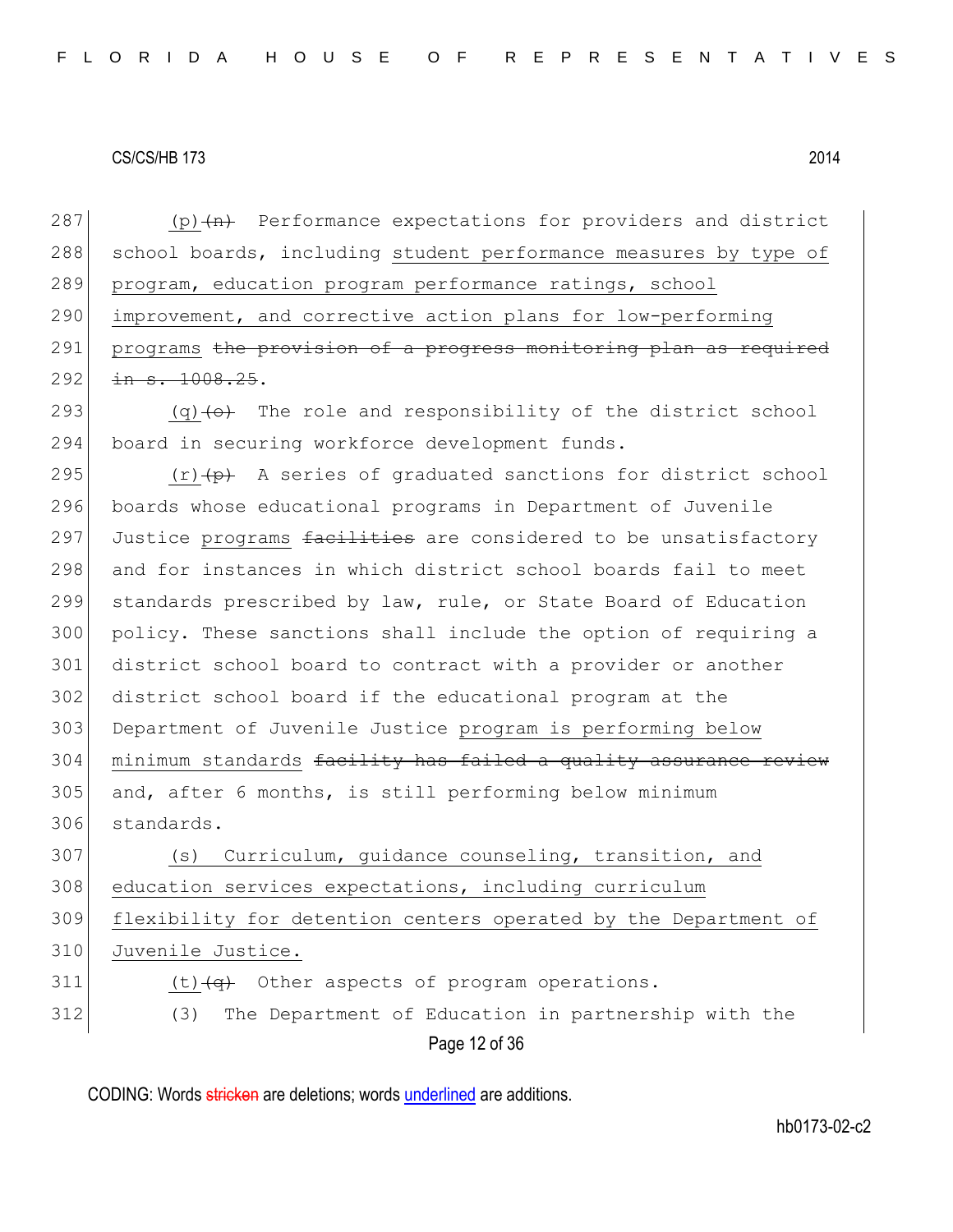(p) ~~(n)~~ Performance expectations for providers and district school boards, including <u>student performance measures by type of program, education program performance ratings, school improvement, and corrective action plans for low-performing programs</u> ~~the provision of a progress monitoring plan as required in s. 1008.25~~.

(q) ~~(o)~~ The role and responsibility of the district school board in securing workforce development funds.

(r) ~~(p)~~ A series of graduated sanctions for district school boards whose educational programs in Department of Juvenile Justice <u>programs</u> ~~facilities~~ are considered to be unsatisfactory and for instances in which district school boards fail to meet standards prescribed by law, rule, or State Board of Education policy. These sanctions shall include the option of requiring a district school board to contract with a provider or another district school board if the educational program at the Department of Juvenile Justice <u>program is performing below minimum standards</u> ~~facility has failed a quality assurance review~~ and, after 6 months, is still performing below minimum standards.

<u>(s) Curriculum, guidance counseling, transition, and education services expectations, including curriculum flexibility for detention centers operated by the Department of Juvenile Justice.</u>

(t) ~~(q)~~ Other aspects of program operations.

(3) The Department of Education in partnership with the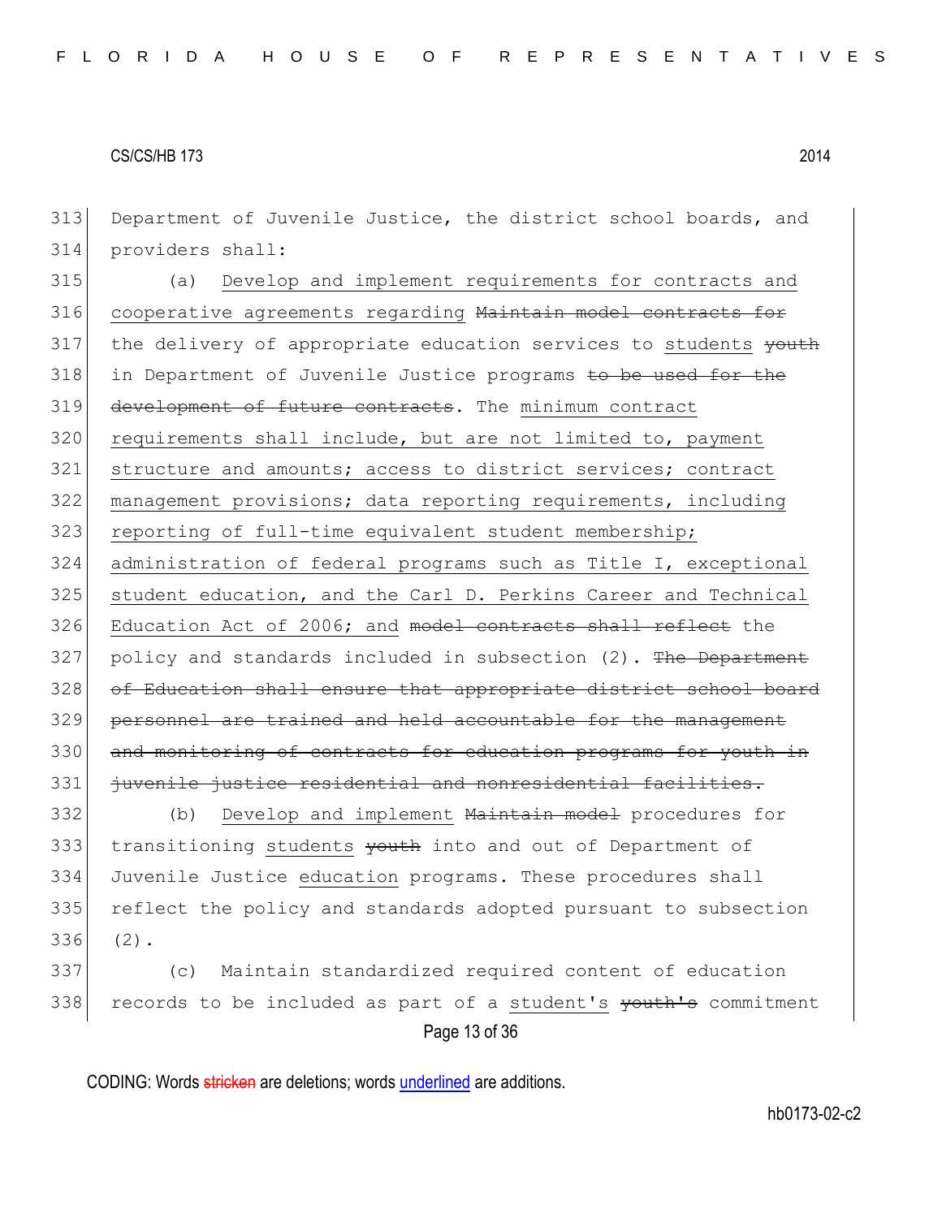Department of Juvenile Justice, the district school boards, and providers shall:

(a) <u>Develop and implement requirements for contracts and cooperative agreements regarding</u> ~~Maintain model contracts for~~ the delivery of appropriate education services to <u>students</u> ~~youth~~ in Department of Juvenile Justice programs ~~to be used for the development of future contracts~~. The <u>minimum contract requirements shall include, but are not limited to, payment structure and amounts; access to district services; contract management provisions; data reporting requirements, including reporting of full-time equivalent student membership; administration of federal programs such as Title I, exceptional student education, and the Carl D. Perkins Career and Technical Education Act of 2006; and</u> ~~model contracts shall reflect~~ the policy and standards included in subsection (2). ~~The Department of Education shall ensure that appropriate district school board personnel are trained and held accountable for the management and monitoring of contracts for education programs for youth in juvenile justice residential and nonresidential facilities.~~

(b) <u>Develop and implement</u> ~~Maintain model~~ procedures for transitioning <u>students</u> ~~youth~~ into and out of Department of Juvenile Justice <u>education</u> programs. These procedures shall reflect the policy and standards adopted pursuant to subsection (2).

(c) Maintain standardized required content of education records to be included as part of a <u>student's</u> ~~youth's~~ commitment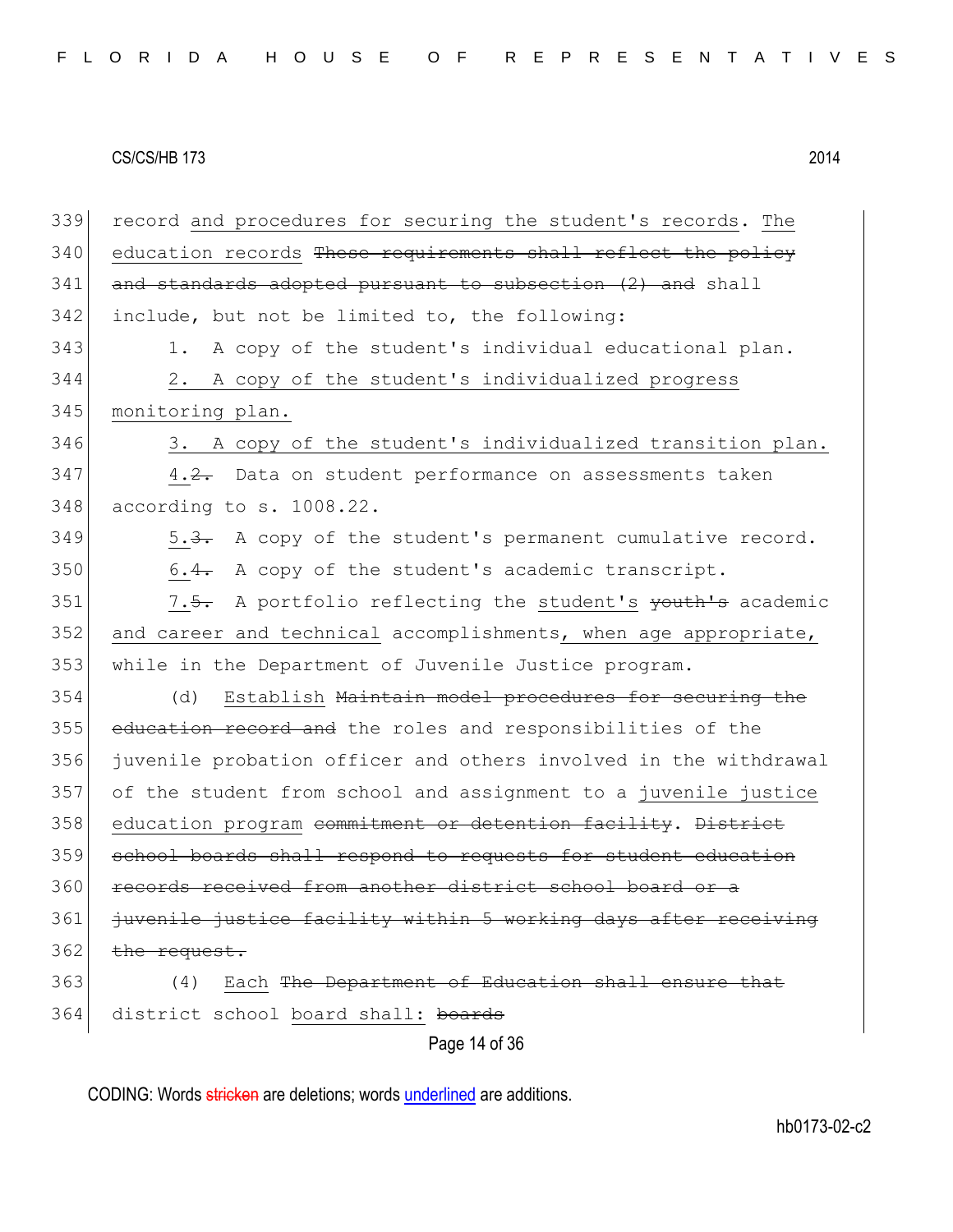339 record and procedures for securing the student's records. The
340 education records ~~These requirements shall reflect the policy~~
341 ~~and standards adopted pursuant to subsection (2) and~~ shall
342 include, but not be limited to, the following:

343 1. A copy of the student's individual educational plan.

344 2. A copy of the student's individualized progress
345 monitoring plan.

346 3. A copy of the student's individualized transition plan.

347 4.~~2.~~ Data on student performance on assessments taken
348 according to s. 1008.22.

349 5.~~3.~~ A copy of the student's permanent cumulative record.

350 6.~~4.~~ A copy of the student's academic transcript.

351 7.~~5.~~ A portfolio reflecting the student's ~~youth's~~ academic
352 and career and technical accomplishments, when age appropriate,
353 while in the Department of Juvenile Justice program.

354 (d) Establish ~~Maintain model procedures for securing the~~
355 ~~education record and~~ the roles and responsibilities of the
356 juvenile probation officer and others involved in the withdrawal
357 of the student from school and assignment to a juvenile justice
358 education program ~~commitment or detention facility~~. ~~District~~
359 ~~school boards shall respond to requests for student education~~
360 ~~records received from another district school board or a~~
361 ~~juvenile justice facility within 5 working days after receiving~~
362 ~~the request.~~

363 (4) Each ~~The Department of Education shall ensure that~~
364 district school board shall: ~~boards~~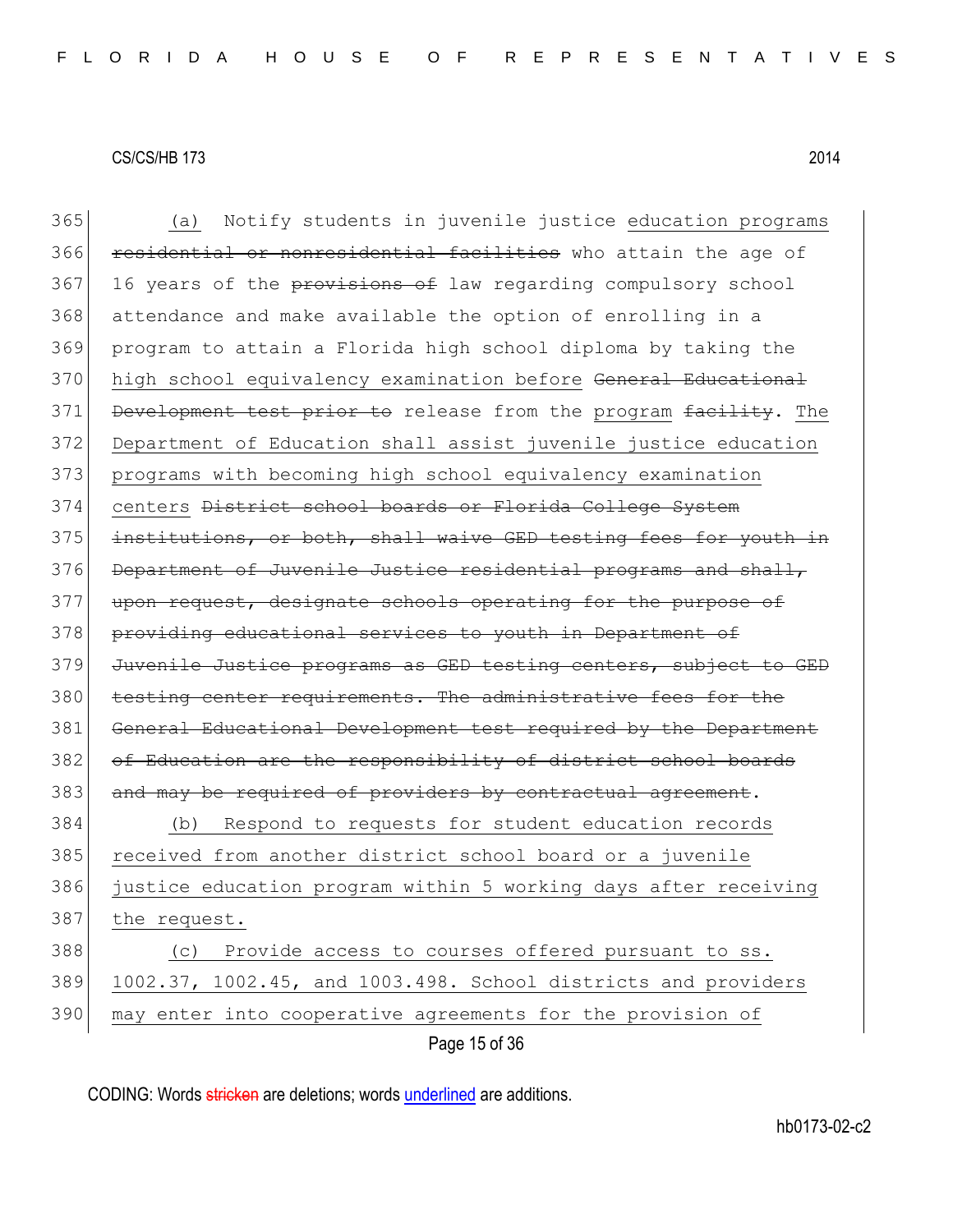365 (a) Notify students in juvenile justice education programs
366 ~~residential or nonresidential facilities~~ who attain the age of
367 16 years of the ~~provisions of~~ law regarding compulsory school
368 attendance and make available the option of enrolling in a
369 program to attain a Florida high school diploma by taking the
370 high school equivalency examination before ~~General Educational~~
371 ~~Development test prior to~~ release from the program ~~facility~~. The
372 Department of Education shall assist juvenile justice education
373 programs with becoming high school equivalency examination
374 centers ~~District school boards or Florida College System~~
375 ~~institutions, or both, shall waive GED testing fees for youth in~~
376 ~~Department of Juvenile Justice residential programs and shall,~~
377 ~~upon request, designate schools operating for the purpose of~~
378 ~~providing educational services to youth in Department of~~
379 ~~Juvenile Justice programs as GED testing centers, subject to GED~~
380 ~~testing center requirements. The administrative fees for the~~
381 ~~General Educational Development test required by the Department~~
382 ~~of Education are the responsibility of district school boards~~
383 ~~and may be required of providers by contractual agreement~~.
384 (b) Respond to requests for student education records
385 received from another district school board or a juvenile
386 justice education program within 5 working days after receiving
387 the request.
388 (c) Provide access to courses offered pursuant to ss.
389 1002.37, 1002.45, and 1003.498. School districts and providers
390 may enter into cooperative agreements for the provision of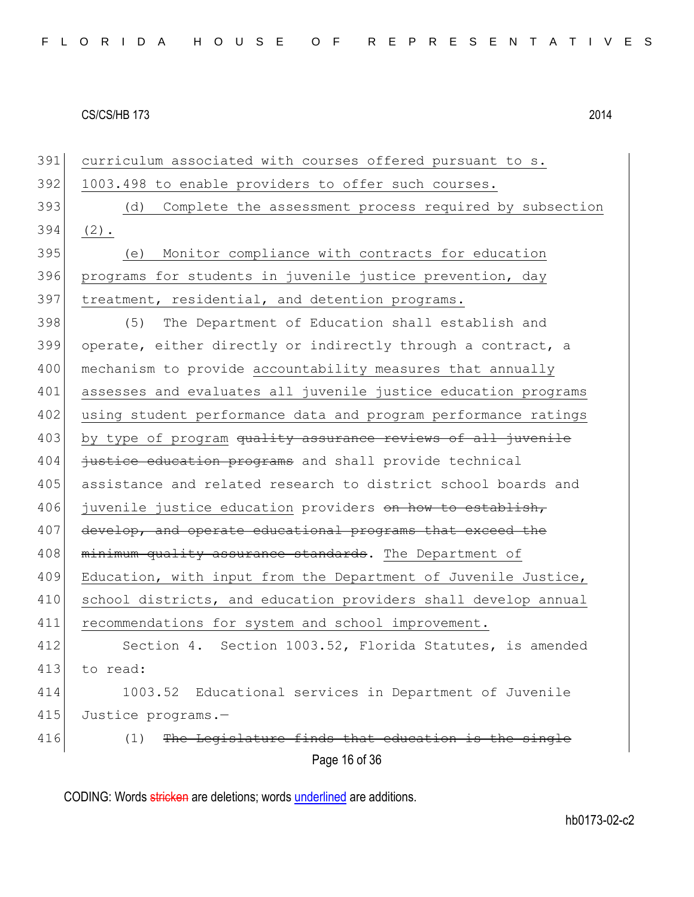curriculum associated with courses offered pursuant to s. 1003.498 to enable providers to offer such courses.

(d) Complete the assessment process required by subsection (2).

(e) Monitor compliance with contracts for education programs for students in juvenile justice prevention, day treatment, residential, and detention programs.

(5) The Department of Education shall establish and operate, either directly or indirectly through a contract, a mechanism to provide accountability measures that annually assesses and evaluates all juvenile justice education programs using student performance data and program performance ratings by type of program ~~quality assurance reviews of all juvenile justice education programs~~ and shall provide technical assistance and related research to district school boards and juvenile justice education providers ~~on how to establish, develop, and operate educational programs that exceed the minimum quality assurance standards~~. The Department of Education, with input from the Department of Juvenile Justice, school districts, and education providers shall develop annual recommendations for system and school improvement.

Section 4. Section 1003.52, Florida Statutes, is amended to read:

1003.52 Educational services in Department of Juvenile Justice programs.—

(1) ~~The Legislature finds that education is the single~~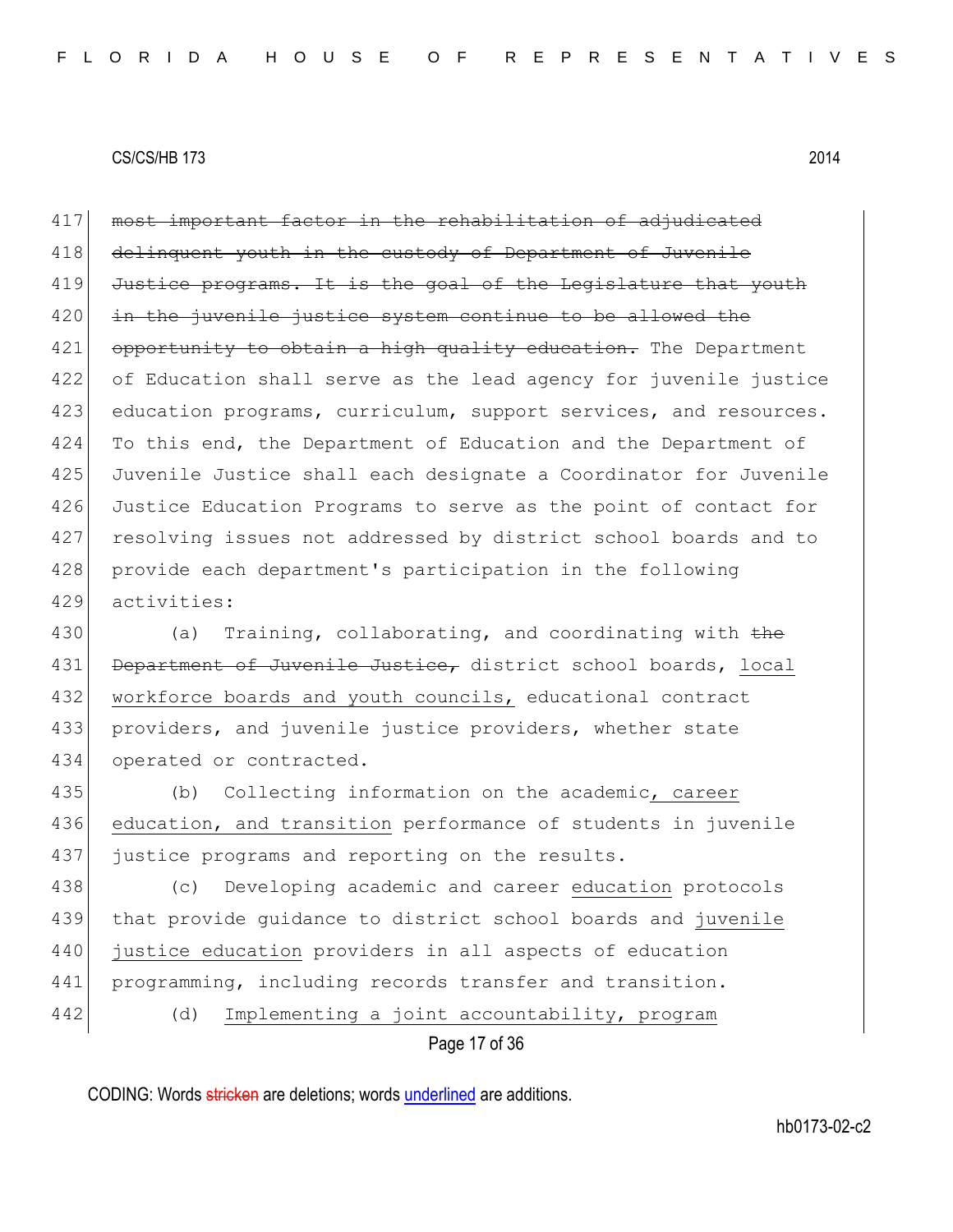~~most important factor in the rehabilitation of adjudicated delinquent youth in the custody of Department of Juvenile Justice programs. It is the goal of the Legislature that youth in the juvenile justice system continue to be allowed the opportunity to obtain a high quality education.~~ The Department of Education shall serve as the lead agency for juvenile justice education programs, curriculum, support services, and resources. To this end, the Department of Education and the Department of Juvenile Justice shall each designate a Coordinator for Juvenile Justice Education Programs to serve as the point of contact for resolving issues not addressed by district school boards and to provide each department's participation in the following activities:

(a) Training, collaborating, and coordinating with ~~the Department of Juvenile Justice,~~ district school boards, <u>local workforce boards and youth councils,</u> educational contract providers, and juvenile justice providers, whether state operated or contracted.

(b) Collecting information on the academic<u>, career education, and transition</u> performance of students in juvenile justice programs and reporting on the results.

(c) Developing academic and career <u>education</u> protocols that provide guidance to district school boards and <u>juvenile justice education</u> providers in all aspects of education programming, including records transfer and transition.

(d) <u>Implementing a joint accountability, program</u>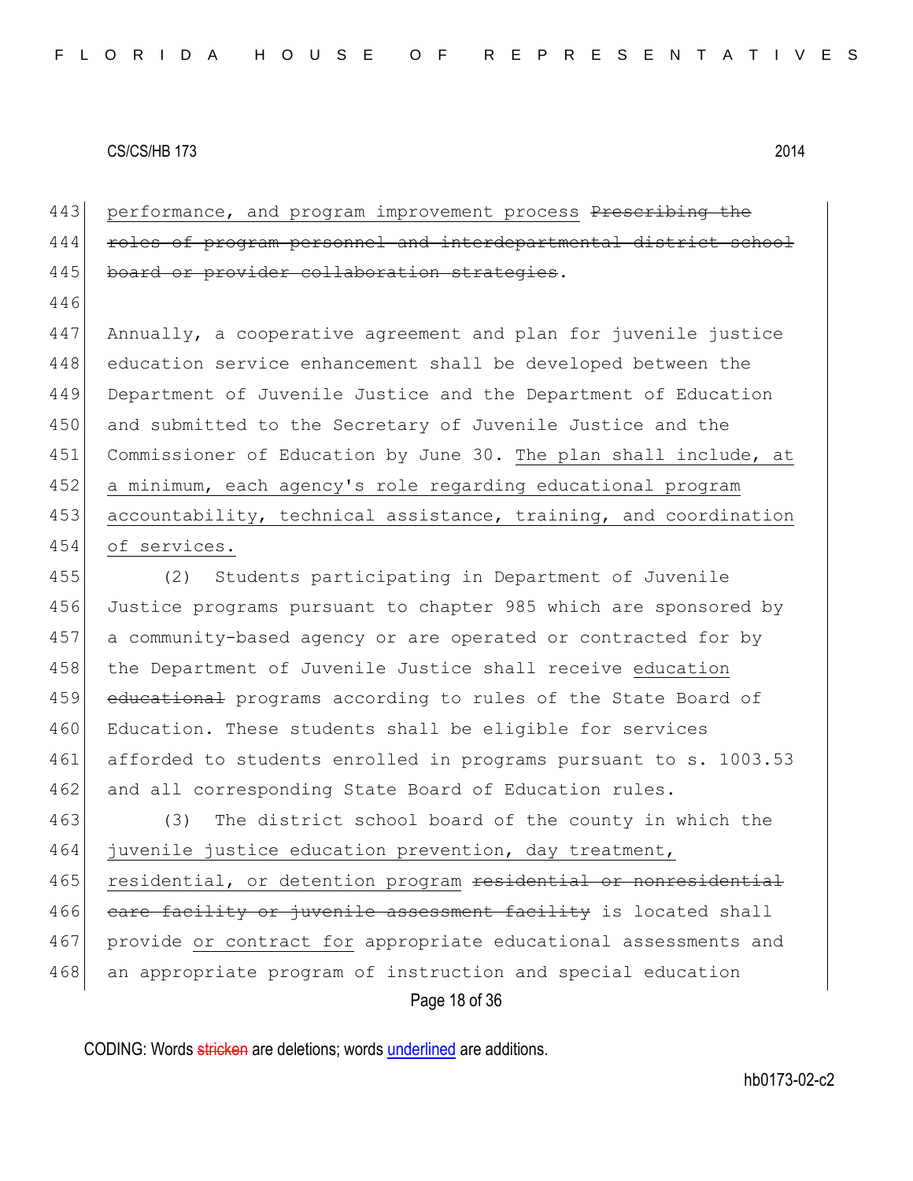443 performance, and program improvement process ~~Prescribing the~~
444 ~~roles of program personnel and interdepartmental district school~~
445 ~~board or provider collaboration strategies~~.

446

447 Annually, a cooperative agreement and plan for juvenile justice
448 education service enhancement shall be developed between the
449 Department of Juvenile Justice and the Department of Education
450 and submitted to the Secretary of Juvenile Justice and the
451 Commissioner of Education by June 30. The plan shall include, at
452 a minimum, each agency's role regarding educational program
453 accountability, technical assistance, training, and coordination
454 of services.

455 (2) Students participating in Department of Juvenile
456 Justice programs pursuant to chapter 985 which are sponsored by
457 a community-based agency or are operated or contracted for by
458 the Department of Juvenile Justice shall receive education
459 ~~educational~~ programs according to rules of the State Board of
460 Education. These students shall be eligible for services
461 afforded to students enrolled in programs pursuant to s. 1003.53
462 and all corresponding State Board of Education rules.

463 (3) The district school board of the county in which the
464 juvenile justice education prevention, day treatment,
465 residential, or detention program ~~residential or nonresidential~~
466 ~~care facility or juvenile assessment facility~~ is located shall
467 provide or contract for appropriate educational assessments and
468 an appropriate program of instruction and special education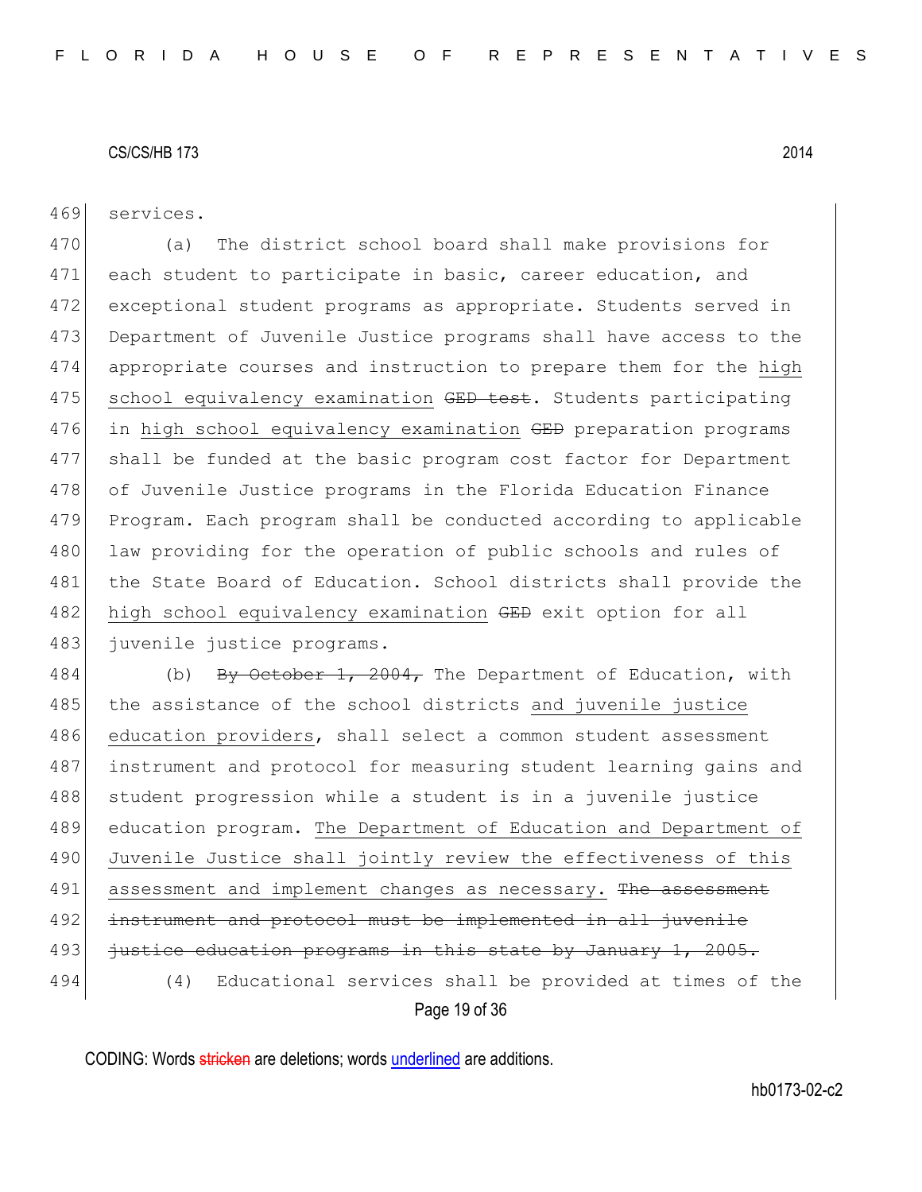services.

(a) The district school board shall make provisions for each student to participate in basic, career education, and exceptional student programs as appropriate. Students served in Department of Juvenile Justice programs shall have access to the appropriate courses and instruction to prepare them for the high school equivalency examination ~~GED test~~. Students participating in high school equivalency examination ~~GED~~ preparation programs shall be funded at the basic program cost factor for Department of Juvenile Justice programs in the Florida Education Finance Program. Each program shall be conducted according to applicable law providing for the operation of public schools and rules of the State Board of Education. School districts shall provide the high school equivalency examination ~~GED~~ exit option for all juvenile justice programs.

(b) ~~By October 1, 2004,~~ The Department of Education, with the assistance of the school districts and juvenile justice education providers, shall select a common student assessment instrument and protocol for measuring student learning gains and student progression while a student is in a juvenile justice education program. The Department of Education and Department of Juvenile Justice shall jointly review the effectiveness of this assessment and implement changes as necessary. ~~The assessment instrument and protocol must be implemented in all juvenile justice education programs in this state by January 1, 2005.~~

(4) Educational services shall be provided at times of the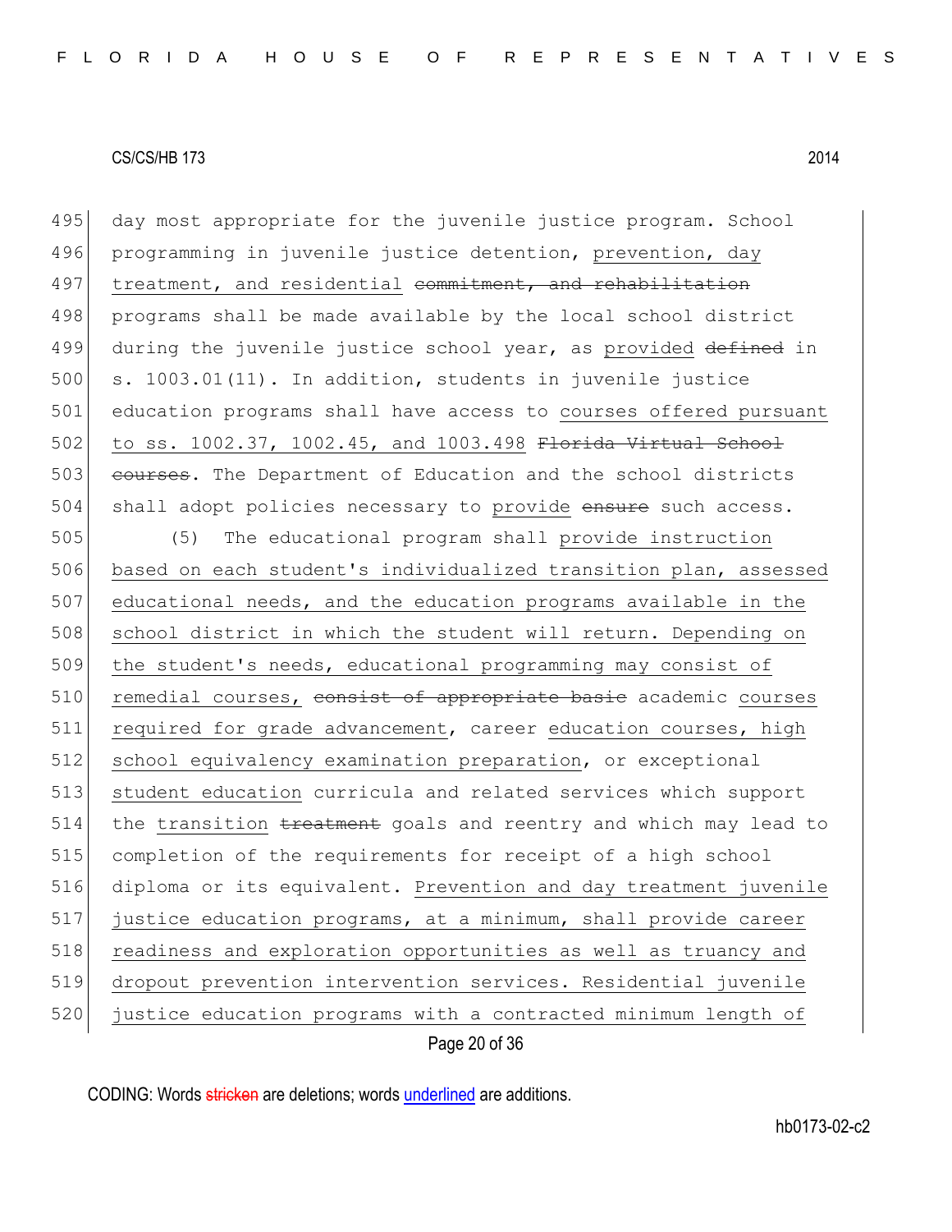day most appropriate for the juvenile justice program. School programming in juvenile justice detention, prevention, day treatment, and residential ~~commitment, and rehabilitation~~ programs shall be made available by the local school district during the juvenile justice school year, as provided ~~defined~~ in s. 1003.01(11). In addition, students in juvenile justice education programs shall have access to courses offered pursuant to ss. 1002.37, 1002.45, and 1003.498 ~~Florida Virtual School courses~~. The Department of Education and the school districts shall adopt policies necessary to provide ~~ensure~~ such access.

(5) The educational program shall provide instruction based on each student's individualized transition plan, assessed educational needs, and the education programs available in the school district in which the student will return. Depending on the student's needs, educational programming may consist of remedial courses, ~~consist of appropriate basic~~ academic courses required for grade advancement, career education courses, high school equivalency examination preparation, or exceptional student education curricula and related services which support the transition ~~treatment~~ goals and reentry and which may lead to completion of the requirements for receipt of a high school diploma or its equivalent. Prevention and day treatment juvenile justice education programs, at a minimum, shall provide career readiness and exploration opportunities as well as truancy and dropout prevention intervention services. Residential juvenile justice education programs with a contracted minimum length of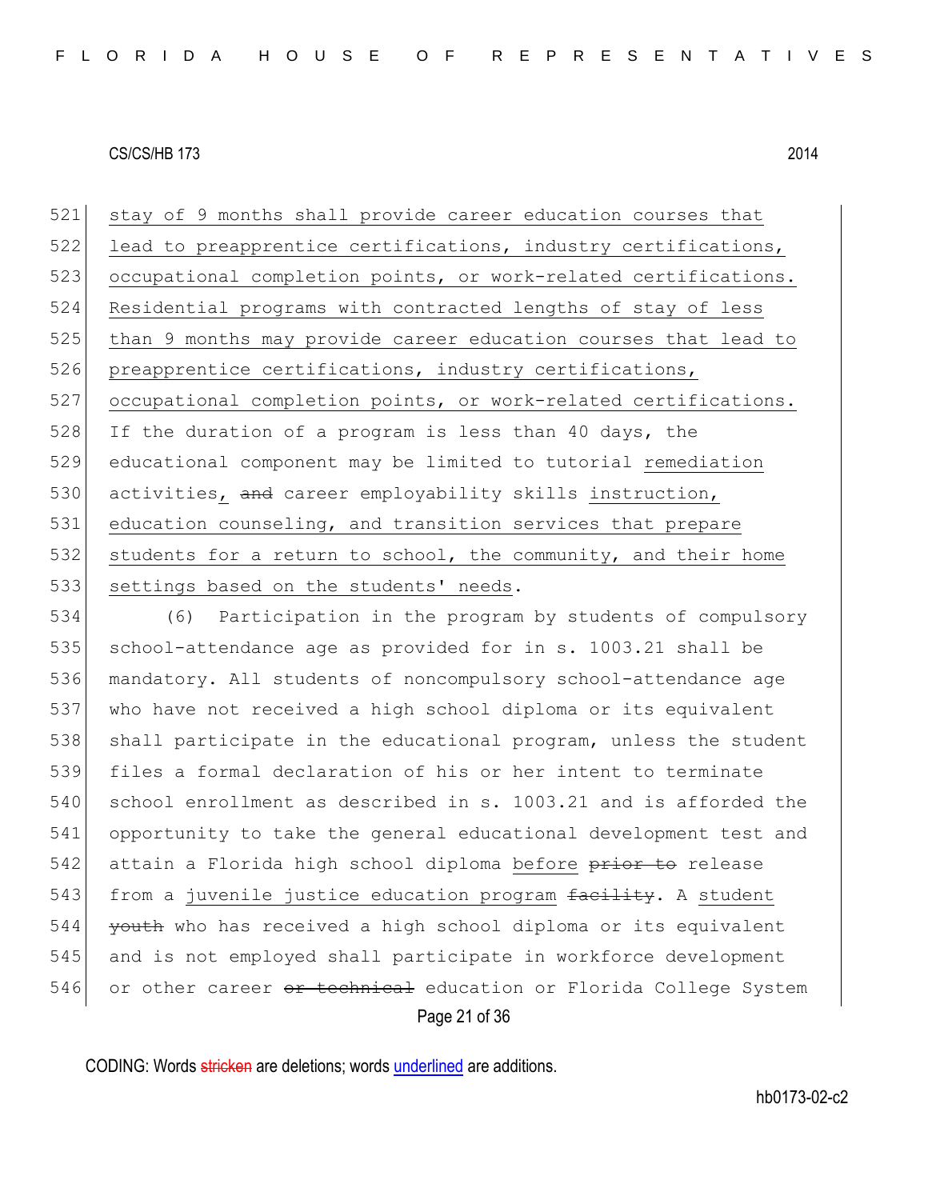521 stay of 9 months shall provide career education courses that
522 lead to preapprentice certifications, industry certifications,
523 occupational completion points, or work-related certifications.
524 Residential programs with contracted lengths of stay of less
525 than 9 months may provide career education courses that lead to
526 preapprentice certifications, industry certifications,
527 occupational completion points, or work-related certifications.
528 If the duration of a program is less than 40 days, the
529 educational component may be limited to tutorial remediation
530 activities, ~~and~~ career employability skills instruction,
531 education counseling, and transition services that prepare
532 students for a return to school, the community, and their home
533 settings based on the students' needs.

534 (6) Participation in the program by students of compulsory
535 school-attendance age as provided for in s. 1003.21 shall be
536 mandatory. All students of noncompulsory school-attendance age
537 who have not received a high school diploma or its equivalent
538 shall participate in the educational program, unless the student
539 files a formal declaration of his or her intent to terminate
540 school enrollment as described in s. 1003.21 and is afforded the
541 opportunity to take the general educational development test and
542 attain a Florida high school diploma before ~~prior to~~ release
543 from a juvenile justice education program ~~facility~~. A student
544 ~~youth~~ who has received a high school diploma or its equivalent
545 and is not employed shall participate in workforce development
546 or other career ~~or technical~~ education or Florida College System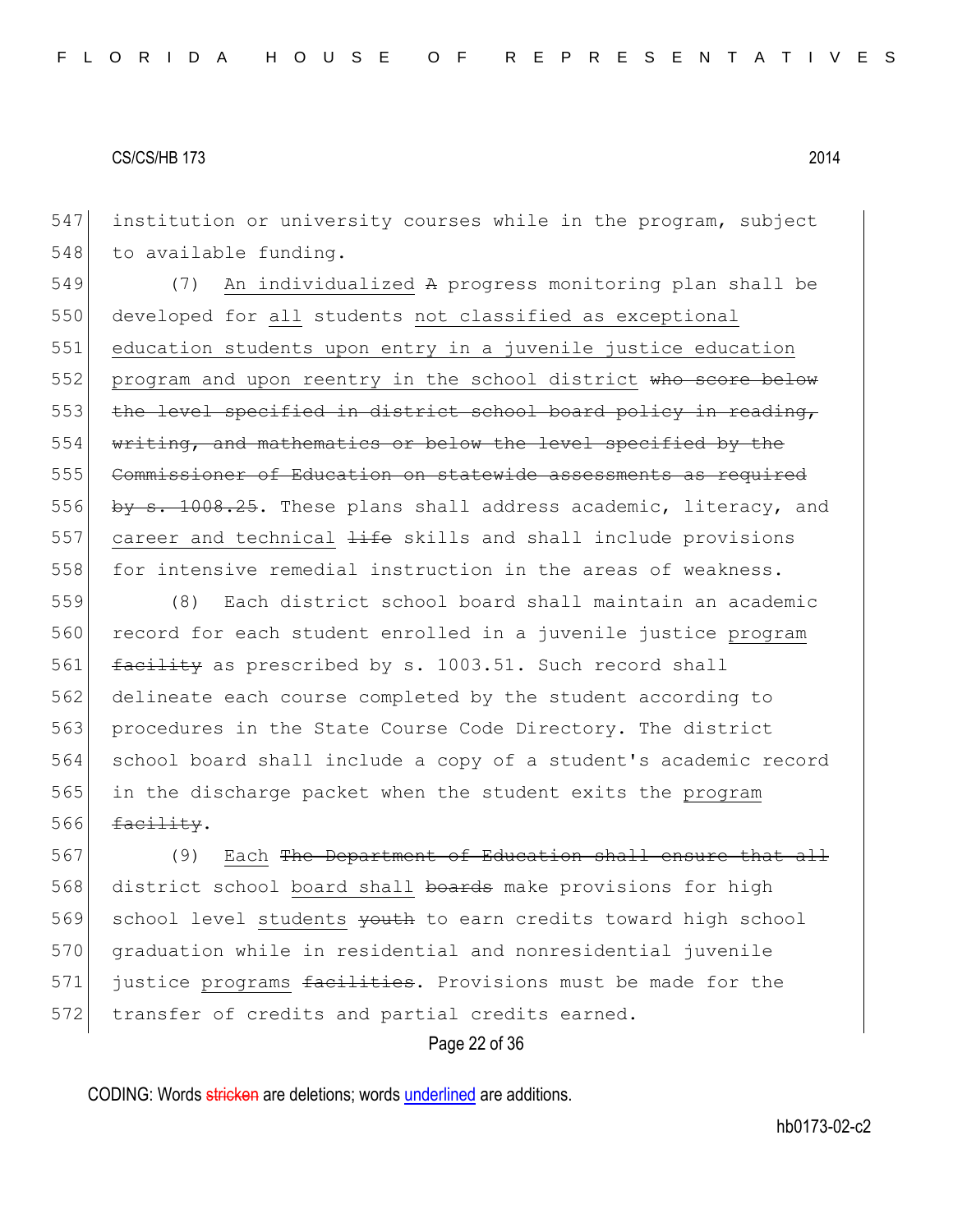institution or university courses while in the program, subject to available funding.

(7) An individualized A progress monitoring plan shall be developed for all students not classified as exceptional education students upon entry in a juvenile justice education program and upon reentry in the school district who score below the level specified in district school board policy in reading, writing, and mathematics or below the level specified by the Commissioner of Education on statewide assessments as required by s. 1008.25. These plans shall address academic, literacy, and career and technical life skills and shall include provisions for intensive remedial instruction in the areas of weakness.

(8) Each district school board shall maintain an academic record for each student enrolled in a juvenile justice program facility as prescribed by s. 1003.51. Such record shall delineate each course completed by the student according to procedures in the State Course Code Directory. The district school board shall include a copy of a student's academic record in the discharge packet when the student exits the program facility.

(9) Each The Department of Education shall ensure that all district school board shall boards make provisions for high school level students youth to earn credits toward high school graduation while in residential and nonresidential juvenile justice programs facilities. Provisions must be made for the transfer of credits and partial credits earned.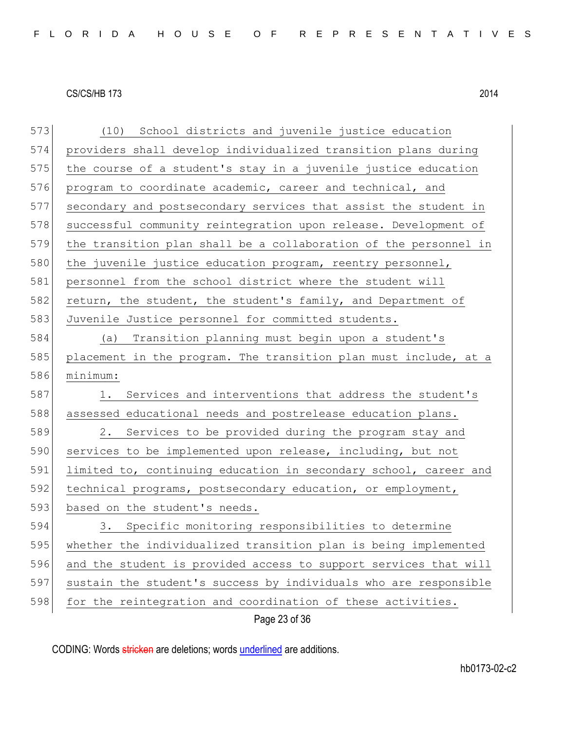(10) School districts and juvenile justice education providers shall develop individualized transition plans during the course of a student's stay in a juvenile justice education program to coordinate academic, career and technical, and secondary and postsecondary services that assist the student in successful community reintegration upon release. Development of the transition plan shall be a collaboration of the personnel in the juvenile justice education program, reentry personnel, personnel from the school district where the student will return, the student, the student's family, and Department of Juvenile Justice personnel for committed students.

(a) Transition planning must begin upon a student's placement in the program. The transition plan must include, at a minimum:

1. Services and interventions that address the student's assessed educational needs and postrelease education plans.

2. Services to be provided during the program stay and services to be implemented upon release, including, but not limited to, continuing education in secondary school, career and technical programs, postsecondary education, or employment, based on the student's needs.

3. Specific monitoring responsibilities to determine whether the individualized transition plan is being implemented and the student is provided access to support services that will sustain the student's success by individuals who are responsible for the reintegration and coordination of these activities.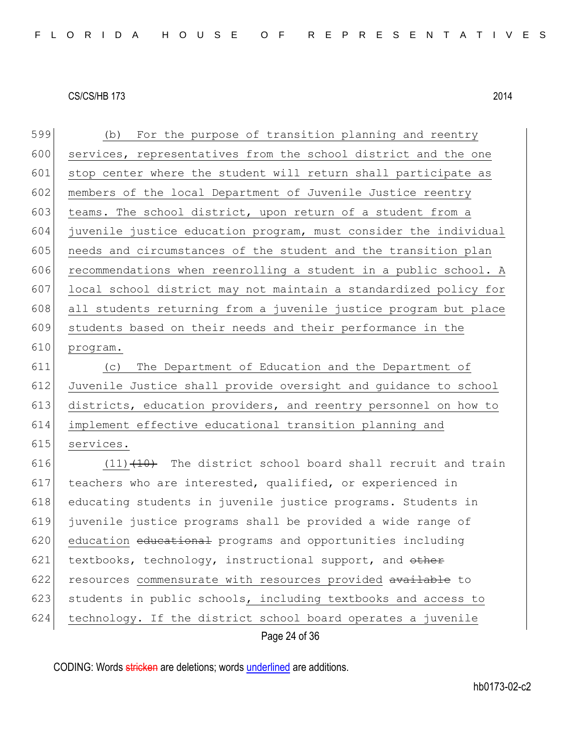(b) For the purpose of transition planning and reentry services, representatives from the school district and the one stop center where the student will return shall participate as members of the local Department of Juvenile Justice reentry teams. The school district, upon return of a student from a juvenile justice education program, must consider the individual needs and circumstances of the student and the transition plan recommendations when reenrolling a student in a public school. A local school district may not maintain a standardized policy for all students returning from a juvenile justice program but place students based on their needs and their performance in the program.

(c) The Department of Education and the Department of Juvenile Justice shall provide oversight and guidance to school districts, education providers, and reentry personnel on how to implement effective educational transition planning and services.

(11) ~~(10)~~ The district school board shall recruit and train teachers who are interested, qualified, or experienced in educating students in juvenile justice programs. Students in juvenile justice programs shall be provided a wide range of education ~~educational~~ programs and opportunities including textbooks, technology, instructional support, and ~~other~~ resources commensurate with resources provided ~~available~~ to students in public schools, including textbooks and access to technology. If the district school board operates a juvenile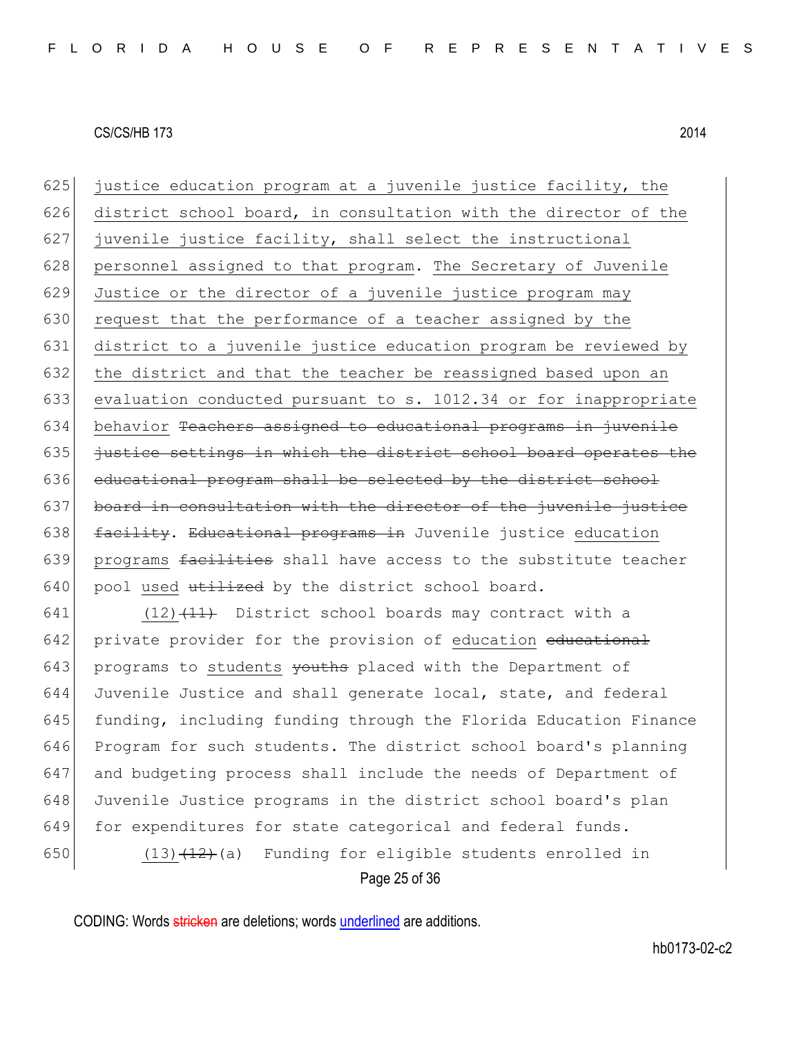625 justice education program at a juvenile justice facility, the
626 district school board, in consultation with the director of the
627 juvenile justice facility, shall select the instructional
628 personnel assigned to that program. The Secretary of Juvenile
629 Justice or the director of a juvenile justice program may
630 request that the performance of a teacher assigned by the
631 district to a juvenile justice education program be reviewed by
632 the district and that the teacher be reassigned based upon an
633 evaluation conducted pursuant to s. 1012.34 or for inappropriate
634 behavior ~~Teachers assigned to educational programs in juvenile~~
635 ~~justice settings in which the district school board operates the~~
636 ~~educational program shall be selected by the district school~~
637 ~~board in consultation with the director of the juvenile justice~~
638 ~~facility~~. ~~Educational programs in~~ Juvenile justice education
639 programs ~~facilities~~ shall have access to the substitute teacher
640 pool used ~~utilized~~ by the district school board.

641 (12)~~(11)~~ District school boards may contract with a
642 private provider for the provision of education ~~educational~~
643 programs to students ~~youths~~ placed with the Department of
644 Juvenile Justice and shall generate local, state, and federal
645 funding, including funding through the Florida Education Finance
646 Program for such students. The district school board's planning
647 and budgeting process shall include the needs of Department of
648 Juvenile Justice programs in the district school board's plan
649 for expenditures for state categorical and federal funds.

650 (13)~~(12)~~(a) Funding for eligible students enrolled in

CODING: Words ~~stricken~~ are deletions; words underlined are additions.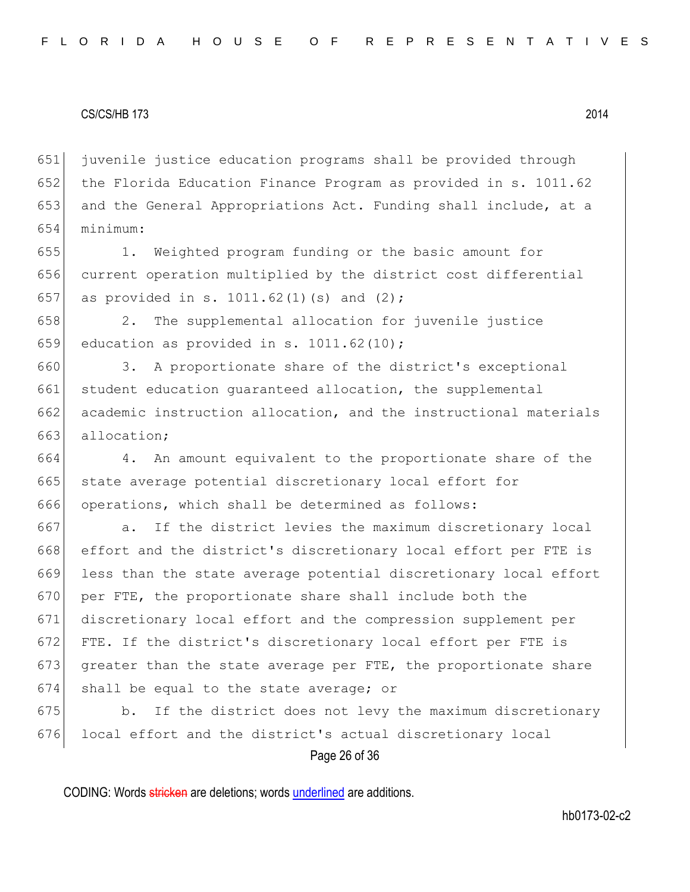juvenile justice education programs shall be provided through the Florida Education Finance Program as provided in s. 1011.62 and the General Appropriations Act. Funding shall include, at a minimum:

1. Weighted program funding or the basic amount for current operation multiplied by the district cost differential as provided in s. 1011.62(1)(s) and (2);

2. The supplemental allocation for juvenile justice education as provided in s. 1011.62(10);

3. A proportionate share of the district's exceptional student education guaranteed allocation, the supplemental academic instruction allocation, and the instructional materials allocation;

4. An amount equivalent to the proportionate share of the state average potential discretionary local effort for operations, which shall be determined as follows:

a. If the district levies the maximum discretionary local effort and the district's discretionary local effort per FTE is less than the state average potential discretionary local effort per FTE, the proportionate share shall include both the discretionary local effort and the compression supplement per FTE. If the district's discretionary local effort per FTE is greater than the state average per FTE, the proportionate share shall be equal to the state average; or

b. If the district does not levy the maximum discretionary local effort and the district's actual discretionary local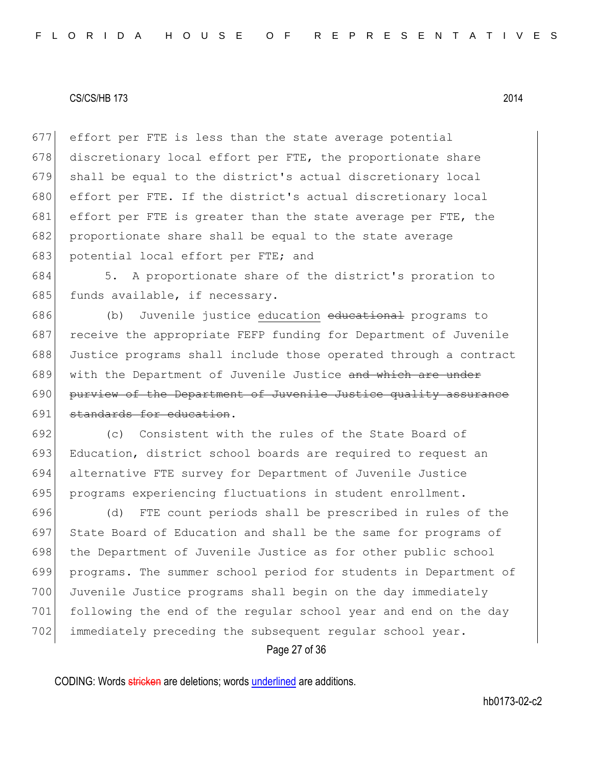effort per FTE is less than the state average potential discretionary local effort per FTE, the proportionate share shall be equal to the district's actual discretionary local effort per FTE. If the district's actual discretionary local effort per FTE is greater than the state average per FTE, the proportionate share shall be equal to the state average potential local effort per FTE; and

5. A proportionate share of the district's proration to funds available, if necessary.

(b) Juvenile justice <u>education</u> ~~educational~~ programs to receive the appropriate FEFP funding for Department of Juvenile Justice programs shall include those operated through a contract with the Department of Juvenile Justice ~~and which are under purview of the Department of Juvenile Justice quality assurance standards for education~~.

(c) Consistent with the rules of the State Board of Education, district school boards are required to request an alternative FTE survey for Department of Juvenile Justice programs experiencing fluctuations in student enrollment.

(d) FTE count periods shall be prescribed in rules of the State Board of Education and shall be the same for programs of the Department of Juvenile Justice as for other public school programs. The summer school period for students in Department of Juvenile Justice programs shall begin on the day immediately following the end of the regular school year and end on the day immediately preceding the subsequent regular school year.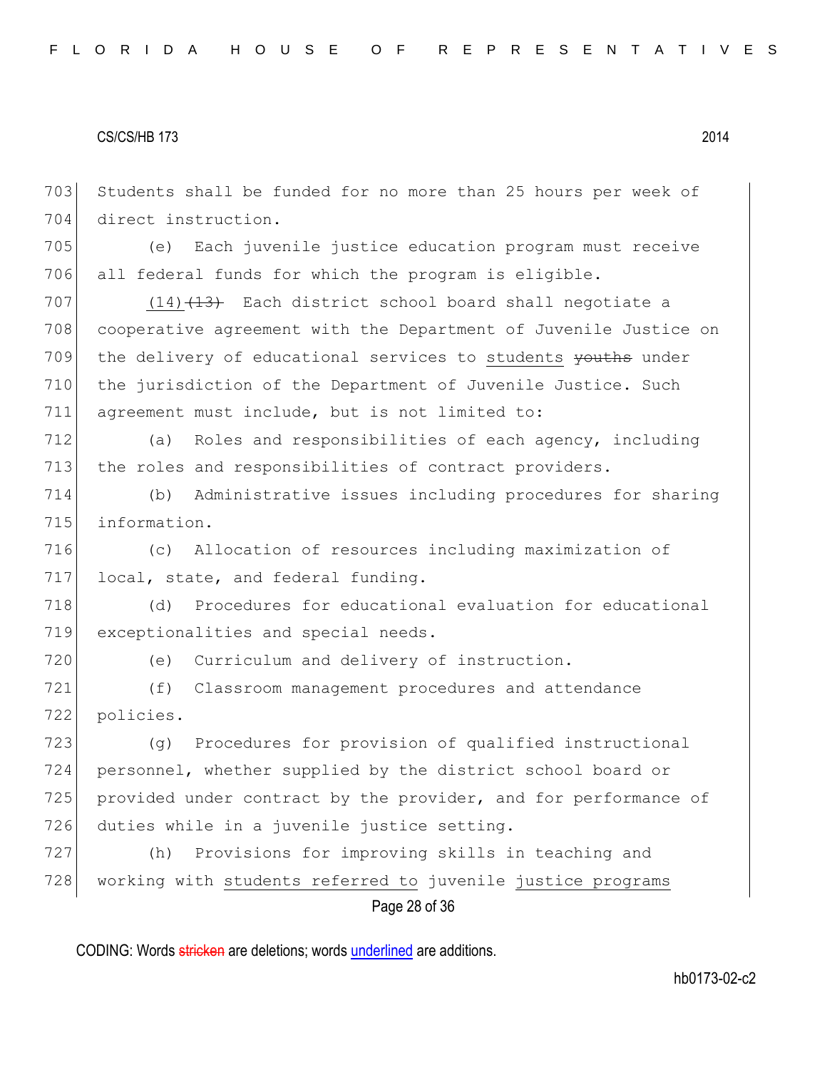Students shall be funded for no more than 25 hours per week of direct instruction.

(e) Each juvenile justice education program must receive all federal funds for which the program is eligible.

(14) ~~(13)~~ Each district school board shall negotiate a cooperative agreement with the Department of Juvenile Justice on the delivery of educational services to students ~~youths~~ under the jurisdiction of the Department of Juvenile Justice. Such agreement must include, but is not limited to:

(a) Roles and responsibilities of each agency, including the roles and responsibilities of contract providers.

(b) Administrative issues including procedures for sharing information.

(c) Allocation of resources including maximization of local, state, and federal funding.

(d) Procedures for educational evaluation for educational exceptionalities and special needs.

(e) Curriculum and delivery of instruction.

(f) Classroom management procedures and attendance policies.

(g) Procedures for provision of qualified instructional personnel, whether supplied by the district school board or provided under contract by the provider, and for performance of duties while in a juvenile justice setting.

(h) Provisions for improving skills in teaching and working with students referred to juvenile justice programs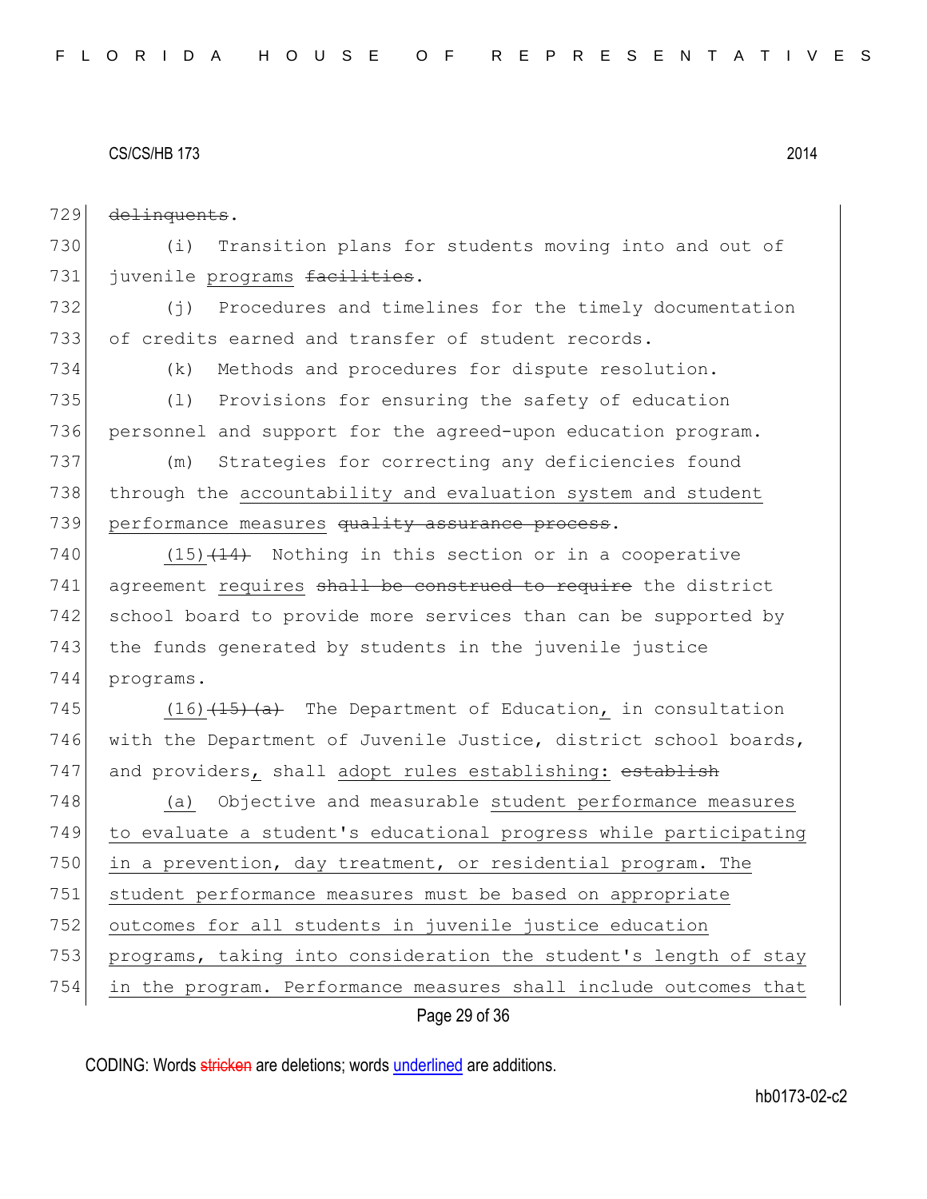729 ~~delinquents~~.

730 (i) Transition plans for students moving into and out of
731 juvenile programs ~~facilities~~.

732 (j) Procedures and timelines for the timely documentation
733 of credits earned and transfer of student records.

734 (k) Methods and procedures for dispute resolution.

735 (l) Provisions for ensuring the safety of education
736 personnel and support for the agreed-upon education program.

737 (m) Strategies for correcting any deficiencies found
738 through the accountability and evaluation system and student
739 performance measures ~~quality assurance process~~.

740 (15)~~(14)~~ Nothing in this section or in a cooperative
741 agreement requires ~~shall be construed to require~~ the district
742 school board to provide more services than can be supported by
743 the funds generated by students in the juvenile justice
744 programs.

745 (16)~~(15)(a)~~ The Department of Education, in consultation
746 with the Department of Juvenile Justice, district school boards,
747 and providers, shall adopt rules establishing: ~~establish~~

748 (a) Objective and measurable student performance measures
749 to evaluate a student's educational progress while participating
750 in a prevention, day treatment, or residential program. The
751 student performance measures must be based on appropriate
752 outcomes for all students in juvenile justice education
753 programs, taking into consideration the student's length of stay
754 in the program. Performance measures shall include outcomes that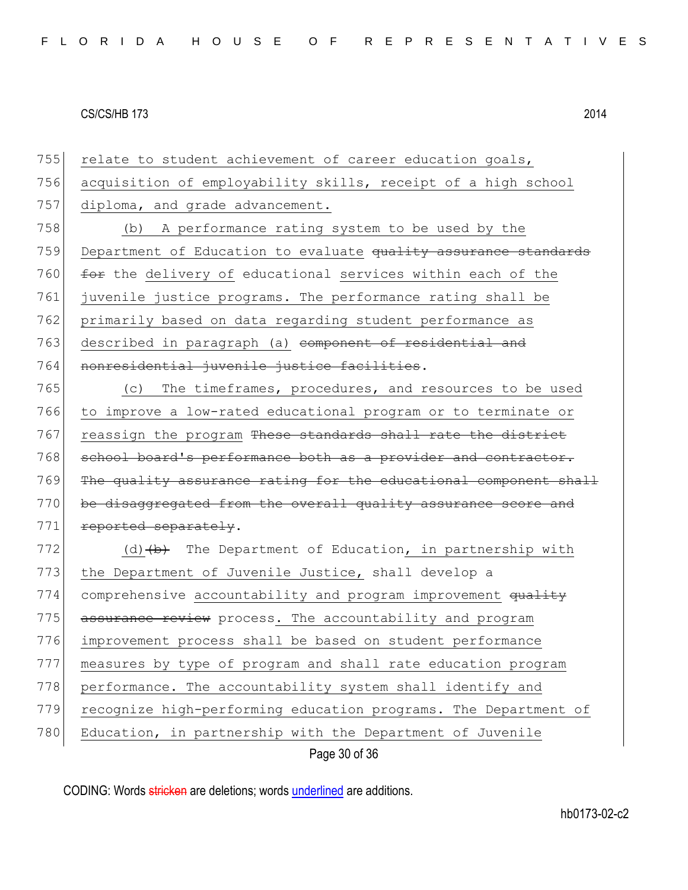755 relate to student achievement of career education goals, acquisition of employability skills, receipt of a high school diploma, and grade advancement.

758 (b) A performance rating system to be used by the Department of Education to evaluate ~~quality assurance standards for~~ the delivery of educational services within each of the juvenile justice programs. The performance rating shall be primarily based on data regarding student performance as described in paragraph (a) ~~component of residential and nonresidential juvenile justice facilities~~.

765 (c) The timeframes, procedures, and resources to be used to improve a low-rated educational program or to terminate or reassign the program ~~These standards shall rate the district school board's performance both as a provider and contractor. The quality assurance rating for the educational component shall be disaggregated from the overall quality assurance score and reported separately~~.

772 (d)~~(b)~~ The Department of Education, in partnership with the Department of Juvenile Justice, shall develop a comprehensive accountability and program improvement ~~quality assurance review~~ process. The accountability and program improvement process shall be based on student performance measures by type of program and shall rate education program performance. The accountability system shall identify and recognize high-performing education programs. The Department of Education, in partnership with the Department of Juvenile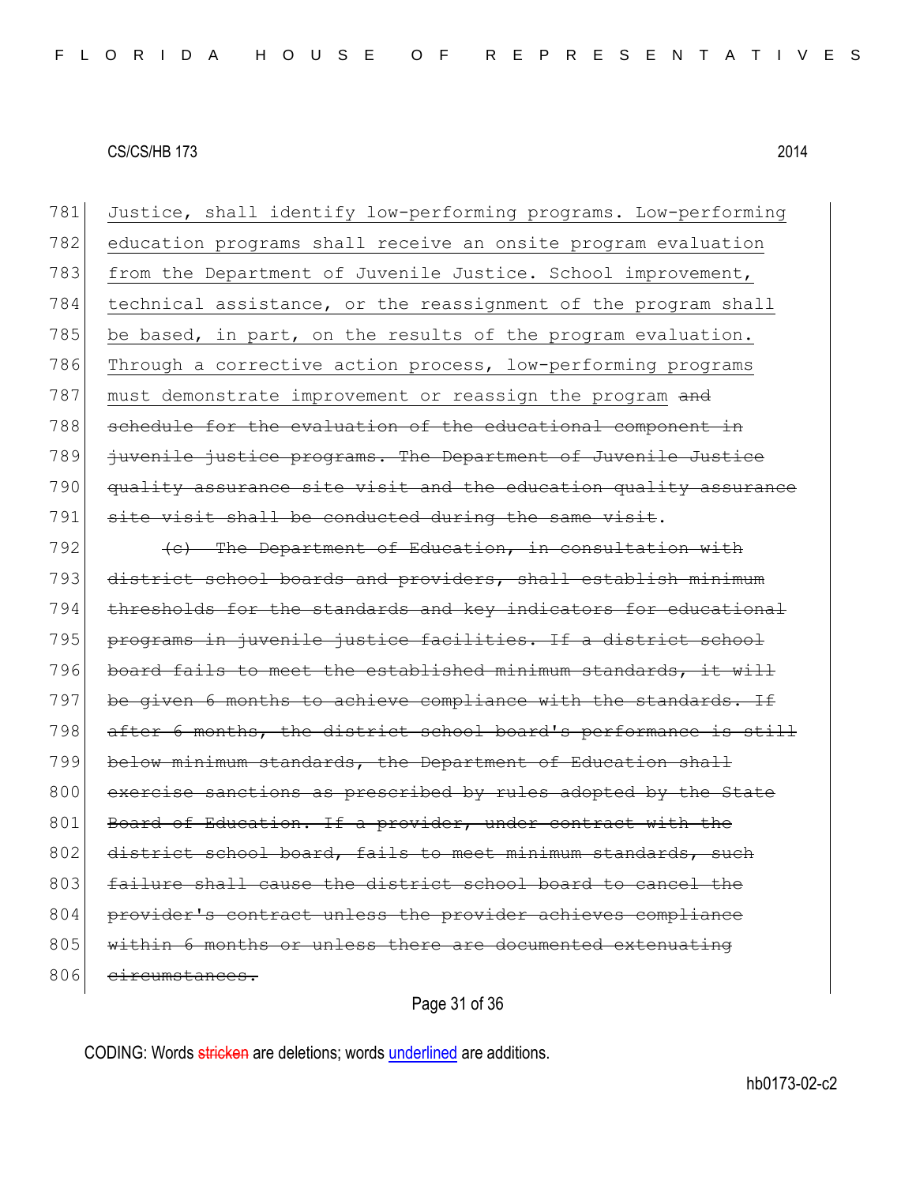781 Justice, shall identify low-performing programs. Low-performing
782 education programs shall receive an onsite program evaluation
783 from the Department of Juvenile Justice. School improvement,
784 technical assistance, or the reassignment of the program shall
785 be based, in part, on the results of the program evaluation.
786 Through a corrective action process, low-performing programs
787 must demonstrate improvement or reassign the program ~~and~~
788 ~~schedule for the evaluation of the educational component in~~
789 ~~juvenile justice programs. The Department of Juvenile Justice~~
790 ~~quality assurance site visit and the education quality assurance~~
791 ~~site visit shall be conducted during the same visit~~.

792 ~~(c) The Department of Education, in consultation with~~
793 ~~district school boards and providers, shall establish minimum~~
794 ~~thresholds for the standards and key indicators for educational~~
795 ~~programs in juvenile justice facilities. If a district school~~
796 ~~board fails to meet the established minimum standards, it will~~
797 ~~be given 6 months to achieve compliance with the standards. If~~
798 ~~after 6 months, the district school board's performance is still~~
799 ~~below minimum standards, the Department of Education shall~~
800 ~~exercise sanctions as prescribed by rules adopted by the State~~
801 ~~Board of Education. If a provider, under contract with the~~
802 ~~district school board, fails to meet minimum standards, such~~
803 ~~failure shall cause the district school board to cancel the~~
804 ~~provider's contract unless the provider achieves compliance~~
805 ~~within 6 months or unless there are documented extenuating~~
806 ~~circumstances.~~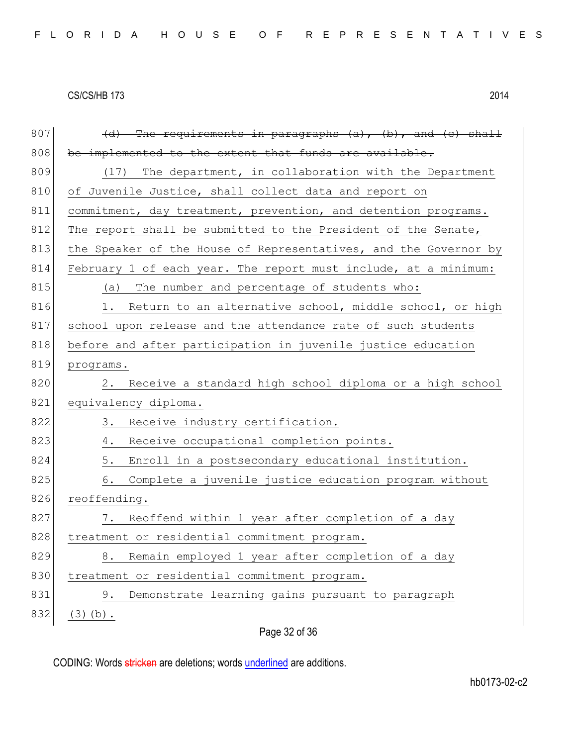807 ~~(d) The requirements in paragraphs (a), (b), and (c) shall~~
808 ~~be implemented to the extent that funds are available.~~
809 (17) The department, in collaboration with the Department
810 of Juvenile Justice, shall collect data and report on
811 commitment, day treatment, prevention, and detention programs.
812 The report shall be submitted to the President of the Senate,
813 the Speaker of the House of Representatives, and the Governor by
814 February 1 of each year. The report must include, at a minimum:
815 (a) The number and percentage of students who:
816 1. Return to an alternative school, middle school, or high
817 school upon release and the attendance rate of such students
818 before and after participation in juvenile justice education
819 programs.
820 2. Receive a standard high school diploma or a high school
821 equivalency diploma.
822 3. Receive industry certification.
823 4. Receive occupational completion points.
824 5. Enroll in a postsecondary educational institution.
825 6. Complete a juvenile justice education program without
826 reoffending.
827 7. Reoffend within 1 year after completion of a day
828 treatment or residential commitment program.
829 8. Remain employed 1 year after completion of a day
830 treatment or residential commitment program.
831 9. Demonstrate learning gains pursuant to paragraph
832 (3)(b).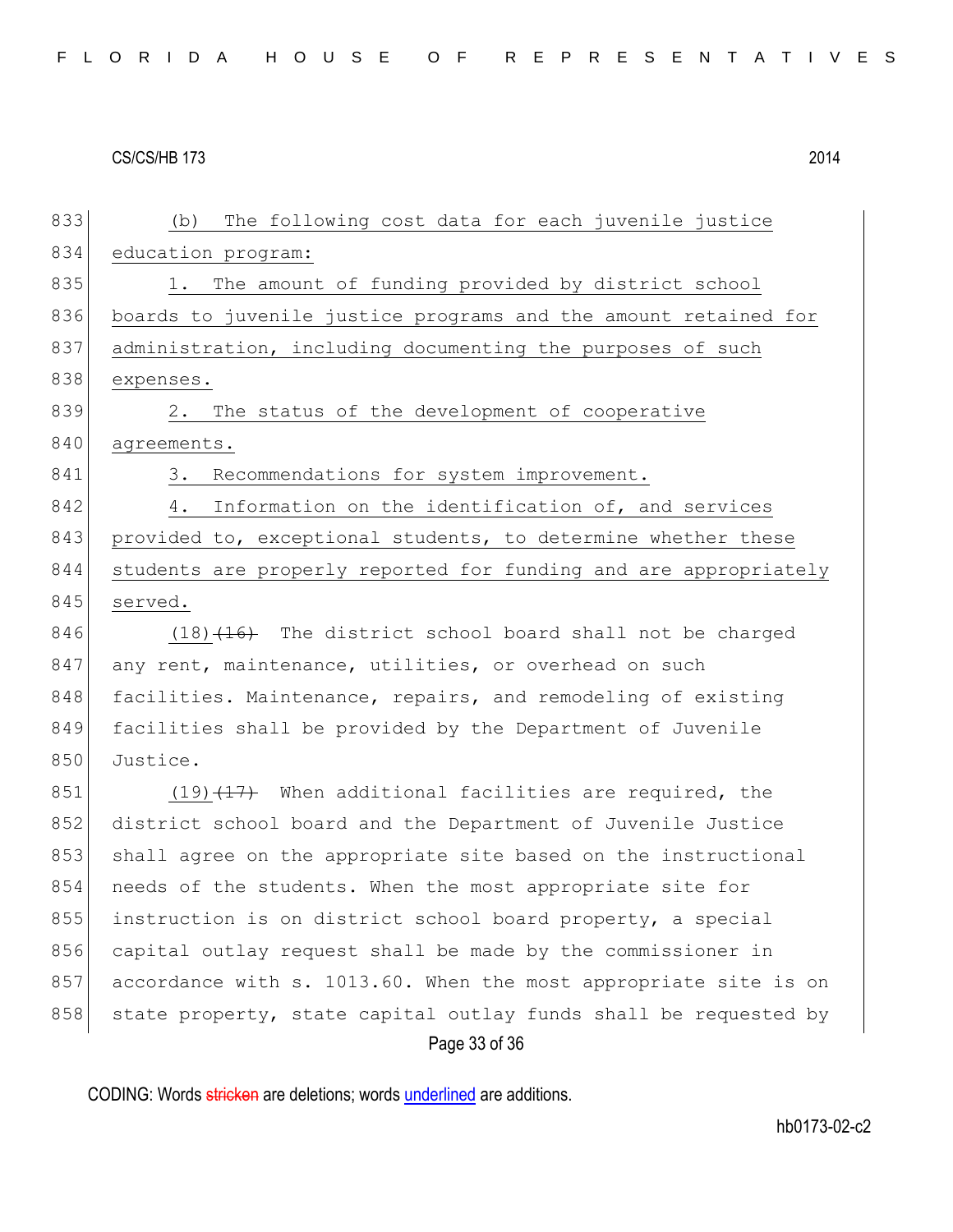(b) The following cost data for each juvenile justice education program:

1. The amount of funding provided by district school boards to juvenile justice programs and the amount retained for administration, including documenting the purposes of such expenses.

2. The status of the development of cooperative agreements.

3. Recommendations for system improvement.

4. Information on the identification of, and services provided to, exceptional students, to determine whether these students are properly reported for funding and are appropriately served.

(18) ~~(16)~~ The district school board shall not be charged any rent, maintenance, utilities, or overhead on such facilities. Maintenance, repairs, and remodeling of existing facilities shall be provided by the Department of Juvenile Justice.

(19) ~~(17)~~ When additional facilities are required, the district school board and the Department of Juvenile Justice shall agree on the appropriate site based on the instructional needs of the students. When the most appropriate site for instruction is on district school board property, a special capital outlay request shall be made by the commissioner in accordance with s. 1013.60. When the most appropriate site is on state property, state capital outlay funds shall be requested by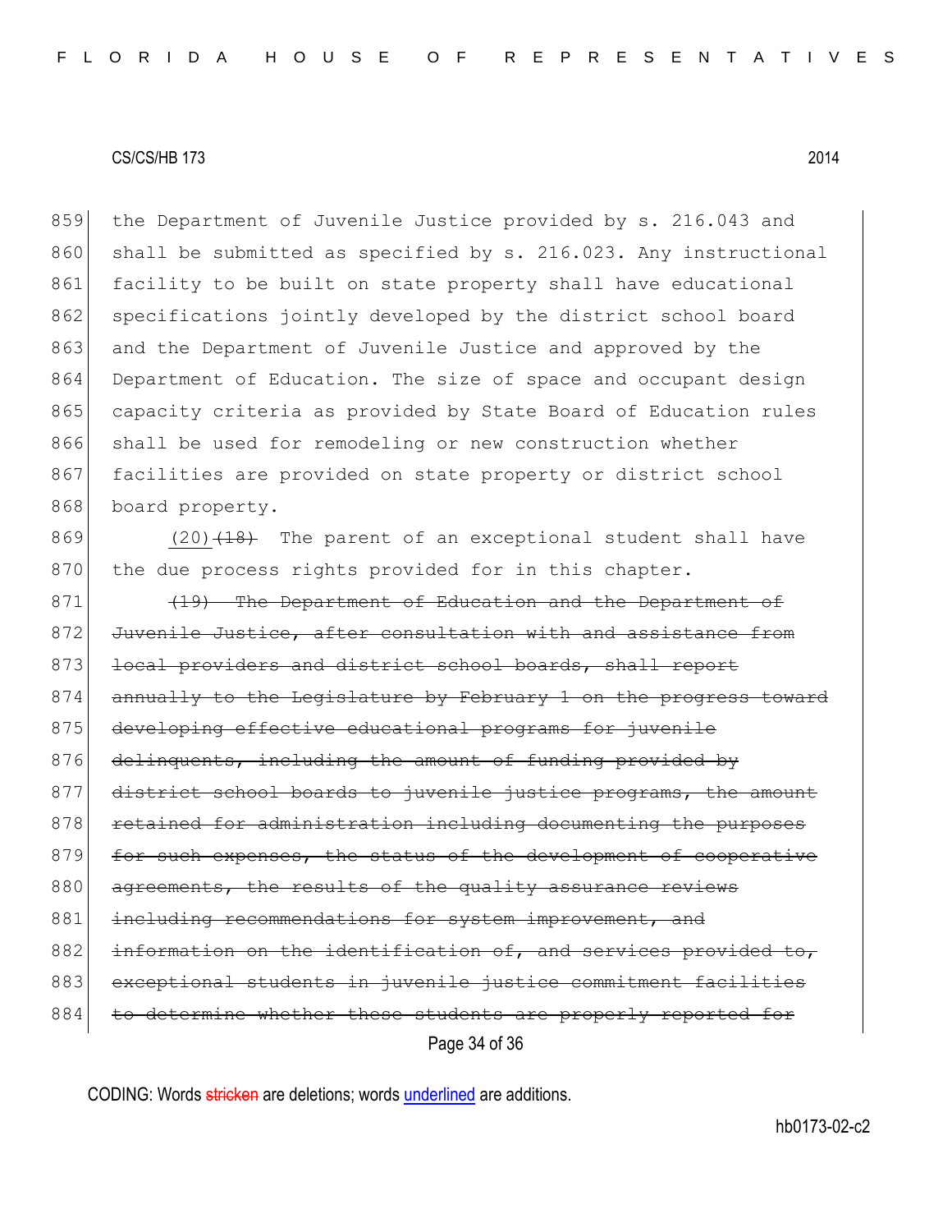859 the Department of Juvenile Justice provided by s. 216.043 and
860 shall be submitted as specified by s. 216.023. Any instructional
861 facility to be built on state property shall have educational
862 specifications jointly developed by the district school board
863 and the Department of Juvenile Justice and approved by the
864 Department of Education. The size of space and occupant design
865 capacity criteria as provided by State Board of Education rules
866 shall be used for remodeling or new construction whether
867 facilities are provided on state property or district school
868 board property.

869 <u>(20)</u>~~(18)~~ The parent of an exceptional student shall have
870 the due process rights provided for in this chapter.

871 ~~(19) The Department of Education and the Department of~~
872 ~~Juvenile Justice, after consultation with and assistance from~~
873 ~~local providers and district school boards, shall report~~
874 ~~annually to the Legislature by February 1 on the progress toward~~
875 ~~developing effective educational programs for juvenile~~
876 ~~delinquents, including the amount of funding provided by~~
877 ~~district school boards to juvenile justice programs, the amount~~
878 ~~retained for administration including documenting the purposes~~
879 ~~for such expenses, the status of the development of cooperative~~
880 ~~agreements, the results of the quality assurance reviews~~
881 ~~including recommendations for system improvement, and~~
882 ~~information on the identification of, and services provided to,~~
883 ~~exceptional students in juvenile justice commitment facilities~~
884 ~~to determine whether these students are properly reported for~~

CODING: Words ~~stricken~~ are deletions; words <u>underlined</u> are additions.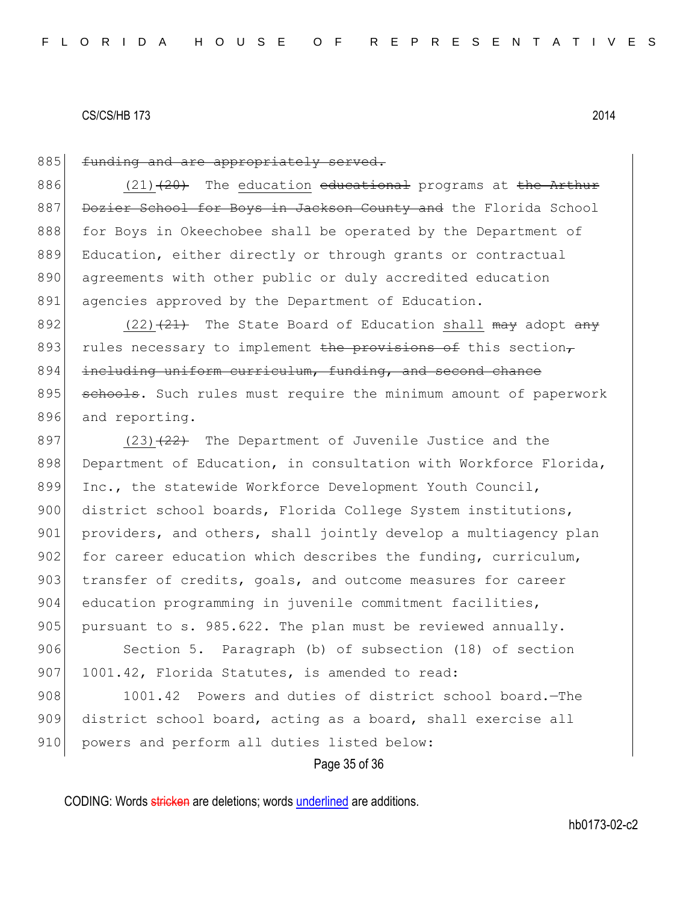885 ~~funding and are appropriately served.~~

886 <u>(21)</u>~~(20)~~ The <u>education</u> ~~educational~~ programs at ~~the Arthur~~
887 ~~Dozier School for Boys in Jackson County and~~ the Florida School
888 for Boys in Okeechobee shall be operated by the Department of
889 Education, either directly or through grants or contractual
890 agreements with other public or duly accredited education
891 agencies approved by the Department of Education.

892 <u>(22)</u>~~(21)~~ The State Board of Education <u>shall</u> ~~may~~ adopt ~~any~~
893 rules necessary to implement ~~the provisions of~~ this section~~,~~
894 ~~including uniform curriculum, funding, and second chance~~
895 ~~schools~~. Such rules must require the minimum amount of paperwork
896 and reporting.

897 <u>(23)</u>~~(22)~~ The Department of Juvenile Justice and the
898 Department of Education, in consultation with Workforce Florida,
899 Inc., the statewide Workforce Development Youth Council,
900 district school boards, Florida College System institutions,
901 providers, and others, shall jointly develop a multiagency plan
902 for career education which describes the funding, curriculum,
903 transfer of credits, goals, and outcome measures for career
904 education programming in juvenile commitment facilities,
905 pursuant to s. 985.622. The plan must be reviewed annually.

906 Section 5. Paragraph (b) of subsection (18) of section
907 1001.42, Florida Statutes, is amended to read:

908 1001.42 Powers and duties of district school board.—The
909 district school board, acting as a board, shall exercise all
910 powers and perform all duties listed below:

CODING: Words ~~stricken~~ are deletions; words <u>underlined</u> are additions.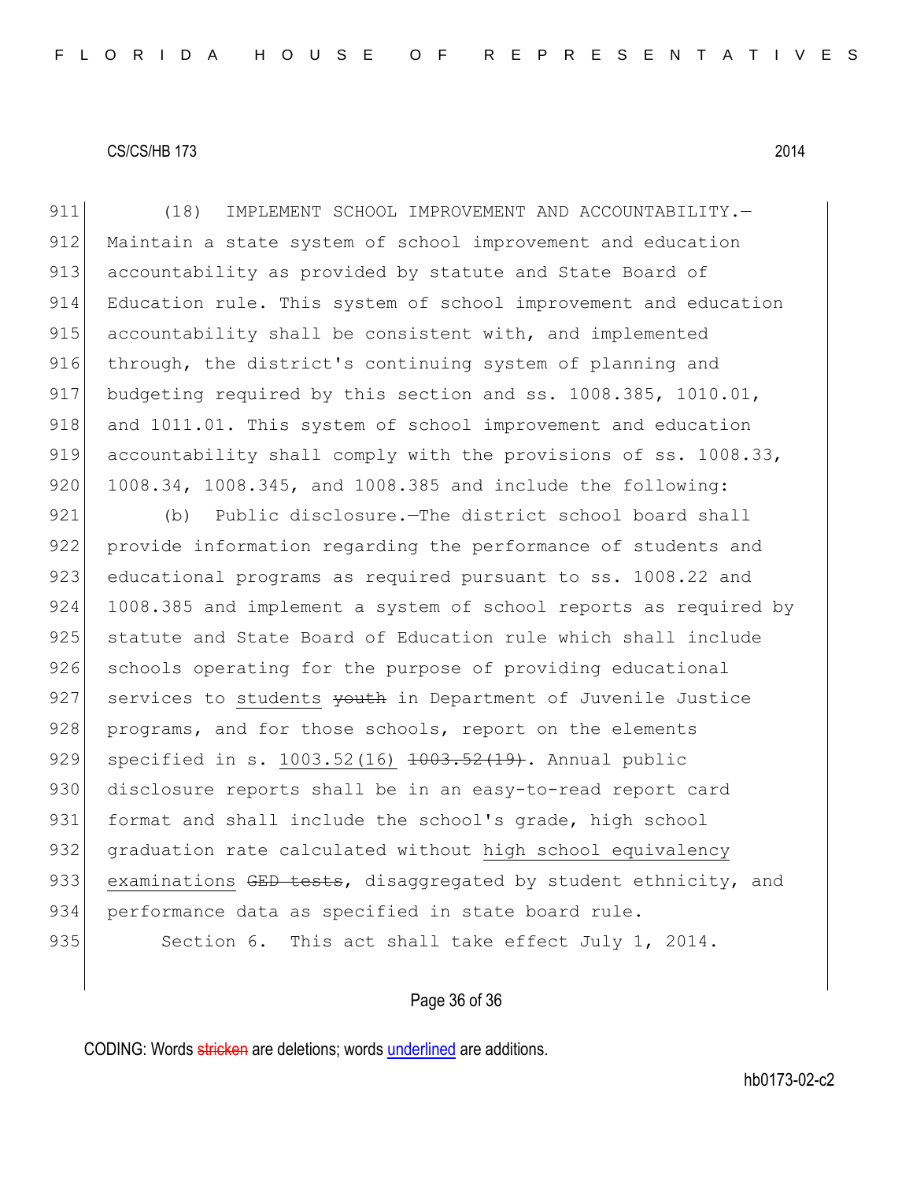(18) IMPLEMENT SCHOOL IMPROVEMENT AND ACCOUNTABILITY.—Maintain a state system of school improvement and education accountability as provided by statute and State Board of Education rule. This system of school improvement and education accountability shall be consistent with, and implemented through, the district's continuing system of planning and budgeting required by this section and ss. 1008.385, 1010.01, and 1011.01. This system of school improvement and education accountability shall comply with the provisions of ss. 1008.33, 1008.34, 1008.345, and 1008.385 and include the following:

(b) Public disclosure.—The district school board shall provide information regarding the performance of students and educational programs as required pursuant to ss. 1008.22 and 1008.385 and implement a system of school reports as required by statute and State Board of Education rule which shall include schools operating for the purpose of providing educational services to students ~~youth~~ in Department of Juvenile Justice programs, and for those schools, report on the elements specified in s. 1003.52(16) ~~1003.52(19)~~. Annual public disclosure reports shall be in an easy-to-read report card format and shall include the school's grade, high school graduation rate calculated without high school equivalency examinations ~~GED tests~~, disaggregated by student ethnicity, and performance data as specified in state board rule.

Section 6. This act shall take effect July 1, 2014.

CODING: Words ~~stricken~~ are deletions; words underlined are additions.